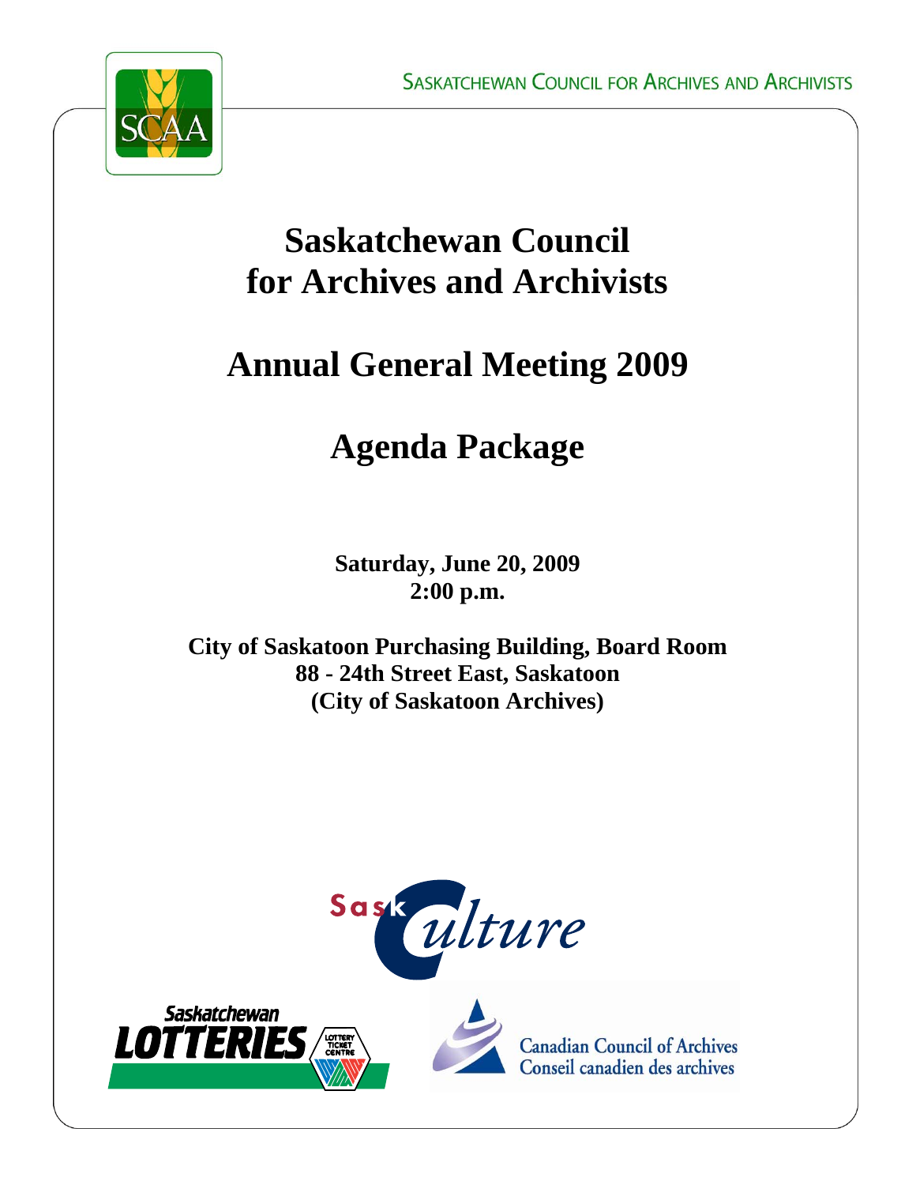SASKATCHEWAN COUNCIL FOR ARCHIVES AND ARCHIVISTS

# Saskatchewan Council for Archives and Archivists

# Annual General Meeting 2009

# Agenda Package

**Saturday, June 20, 2009**
**2:00 p.m.**

**City of Saskatoon Purchasing Building, Board Room**
**88 - 24th Street East, Saskatoon**
**(City of Saskatoon Archives)**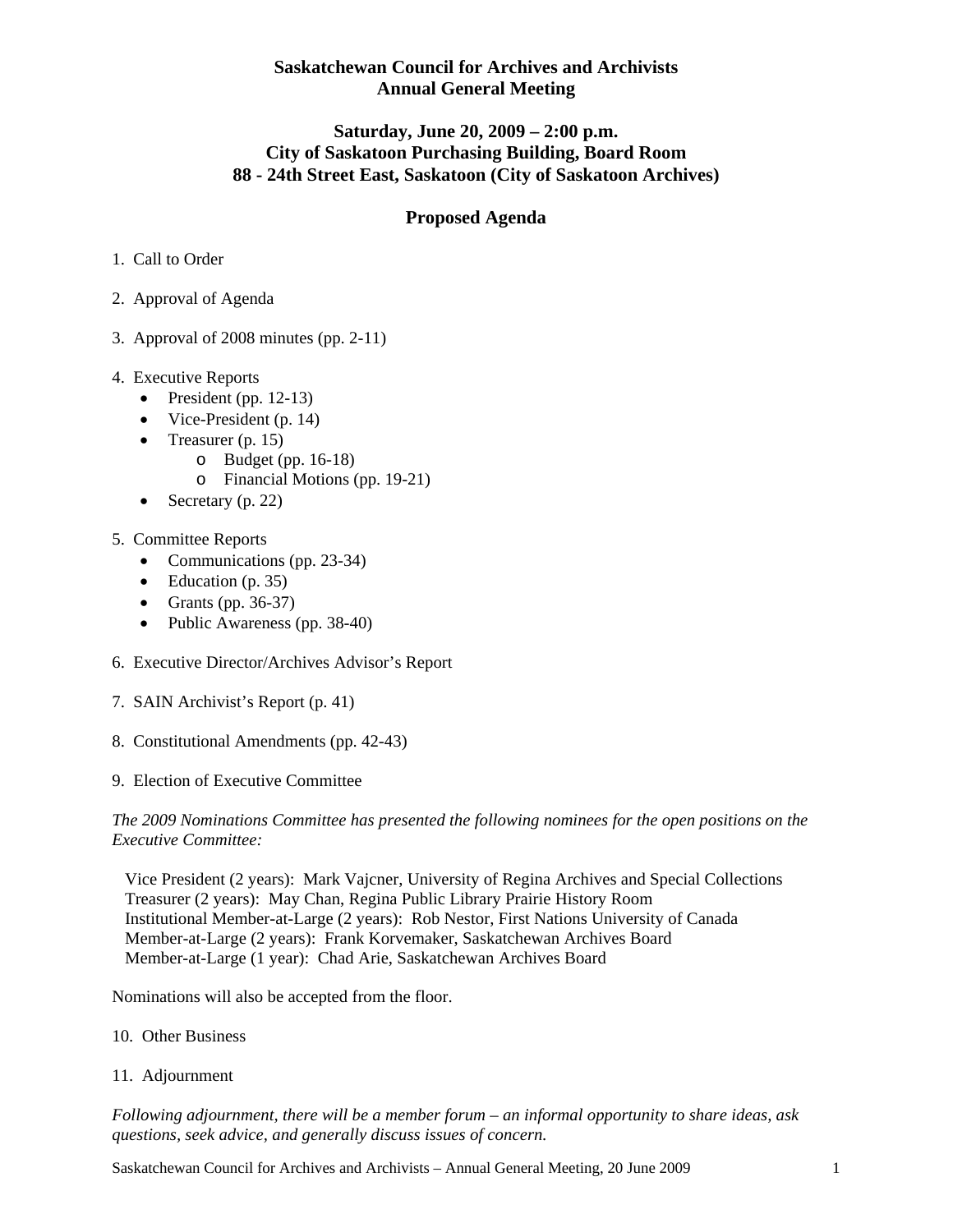# Saskatchewan Council for Archives and Archivists
## Annual General Meeting

### Saturday, June 20, 2009 – 2:00 p.m.
### City of Saskatoon Purchasing Building, Board Room
### 88 - 24th Street East, Saskatoon (City of Saskatoon Archives)

## Proposed Agenda

1. Call to Order

2. Approval of Agenda

3. Approval of 2008 minutes (pp. 2-11)

4. Executive Reports
   - President (pp. 12-13)
   - Vice-President (p. 14)
   - Treasurer (p. 15)
     - Budget (pp. 16-18)
     - Financial Motions (pp. 19-21)
   - Secretary (p. 22)

5. Committee Reports
   - Communications (pp. 23-34)
   - Education (p. 35)
   - Grants (pp. 36-37)
   - Public Awareness (pp. 38-40)

6. Executive Director/Archives Advisor's Report

7. SAIN Archivist's Report (p. 41)

8. Constitutional Amendments (pp. 42-43)

9. Election of Executive Committee

*The 2009 Nominations Committee has presented the following nominees for the open positions on the Executive Committee:*

Vice President (2 years): Mark Vajcner, University of Regina Archives and Special Collections
Treasurer (2 years): May Chan, Regina Public Library Prairie History Room
Institutional Member-at-Large (2 years): Rob Nestor, First Nations University of Canada
Member-at-Large (2 years): Frank Korvemaker, Saskatchewan Archives Board
Member-at-Large (1 year): Chad Arie, Saskatchewan Archives Board

Nominations will also be accepted from the floor.

10. Other Business

11. Adjournment

*Following adjournment, there will be a member forum – an informal opportunity to share ideas, ask questions, seek advice, and generally discuss issues of concern.*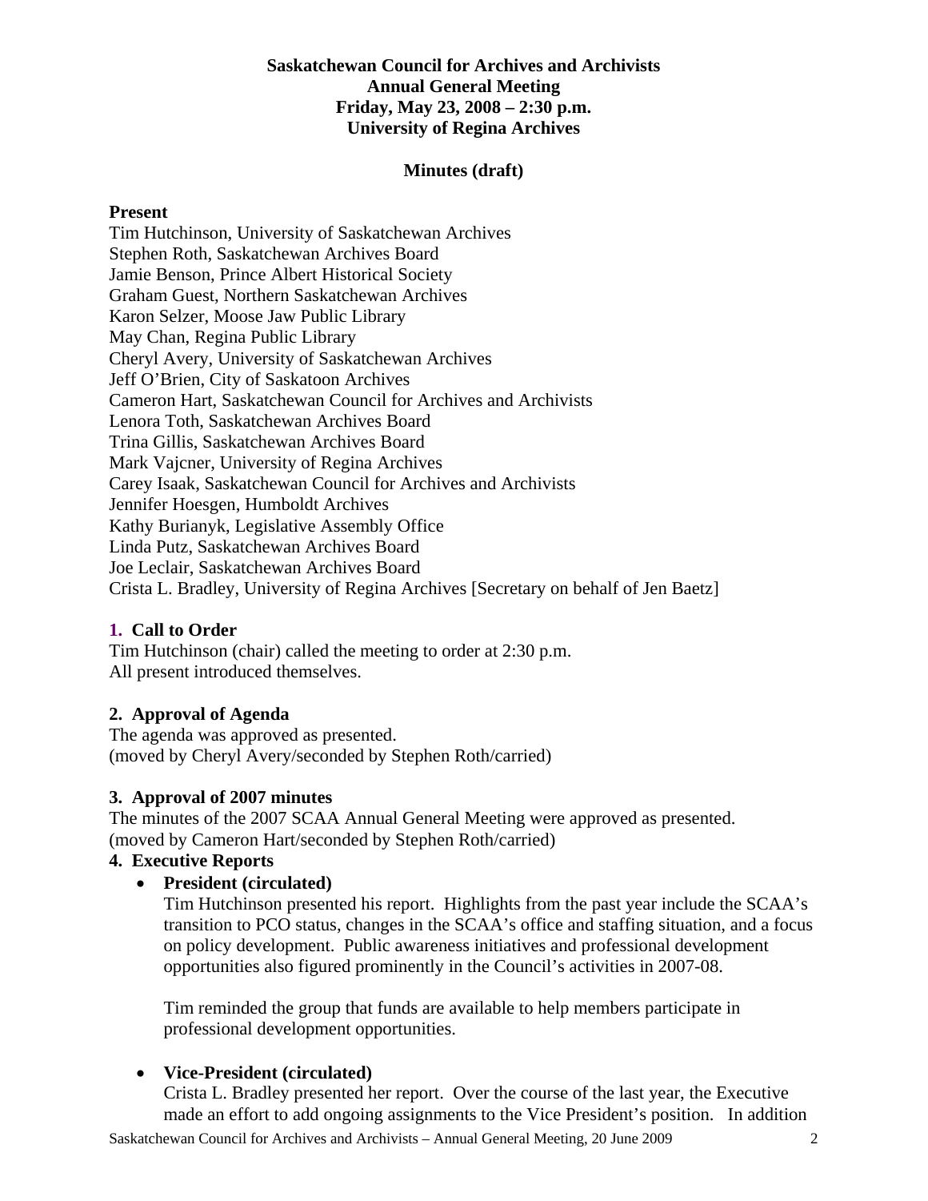**Saskatchewan Council for Archives and Archivists**
**Annual General Meeting**
**Friday, May 23, 2008 – 2:30 p.m.**
**University of Regina Archives**

**Minutes (draft)**

**Present**

Tim Hutchinson, University of Saskatchewan Archives
Stephen Roth, Saskatchewan Archives Board
Jamie Benson, Prince Albert Historical Society
Graham Guest, Northern Saskatchewan Archives
Karon Selzer, Moose Jaw Public Library
May Chan, Regina Public Library
Cheryl Avery, University of Saskatchewan Archives
Jeff O'Brien, City of Saskatoon Archives
Cameron Hart, Saskatchewan Council for Archives and Archivists
Lenora Toth, Saskatchewan Archives Board
Trina Gillis, Saskatchewan Archives Board
Mark Vajcner, University of Regina Archives
Carey Isaak, Saskatchewan Council for Archives and Archivists
Jennifer Hoesgen, Humboldt Archives
Kathy Burianyk, Legislative Assembly Office
Linda Putz, Saskatchewan Archives Board
Joe Leclair, Saskatchewan Archives Board
Crista L. Bradley, University of Regina Archives [Secretary on behalf of Jen Baetz]

**1. Call to Order**

Tim Hutchinson (chair) called the meeting to order at 2:30 p.m.
All present introduced themselves.

**2. Approval of Agenda**

The agenda was approved as presented.
(moved by Cheryl Avery/seconded by Stephen Roth/carried)

**3. Approval of 2007 minutes**

The minutes of the 2007 SCAA Annual General Meeting were approved as presented.
(moved by Cameron Hart/seconded by Stephen Roth/carried)

**4. Executive Reports**

- **President (circulated)**

  Tim Hutchinson presented his report. Highlights from the past year include the SCAA's transition to PCO status, changes in the SCAA's office and staffing situation, and a focus on policy development. Public awareness initiatives and professional development opportunities also figured prominently in the Council's activities in 2007-08.

  Tim reminded the group that funds are available to help members participate in professional development opportunities.

- **Vice-President (circulated)**

  Crista L. Bradley presented her report. Over the course of the last year, the Executive made an effort to add ongoing assignments to the Vice President's position. In addition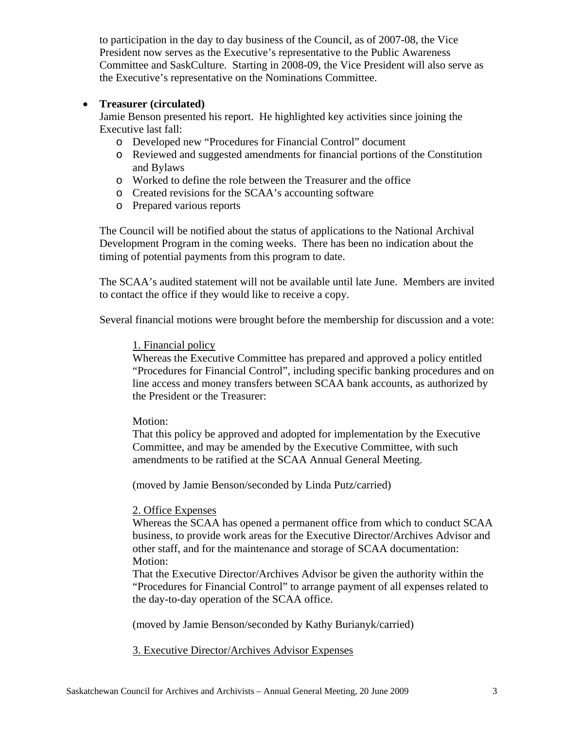to participation in the day to day business of the Council, as of 2007-08, the Vice President now serves as the Executive's representative to the Public Awareness Committee and SaskCulture. Starting in 2008-09, the Vice President will also serve as the Executive's representative on the Nominations Committee.

- **Treasurer (circulated)**

  Jamie Benson presented his report. He highlighted key activities since joining the Executive last fall:

  - Developed new "Procedures for Financial Control" document
  - Reviewed and suggested amendments for financial portions of the Constitution and Bylaws
  - Worked to define the role between the Treasurer and the office
  - Created revisions for the SCAA's accounting software
  - Prepared various reports

  The Council will be notified about the status of applications to the National Archival Development Program in the coming weeks. There has been no indication about the timing of potential payments from this program to date.

  The SCAA's audited statement will not be available until late June. Members are invited to contact the office if they would like to receive a copy.

  Several financial motions were brought before the membership for discussion and a vote:

  <u>1. Financial policy</u>

  Whereas the Executive Committee has prepared and approved a policy entitled "Procedures for Financial Control", including specific banking procedures and on line access and money transfers between SCAA bank accounts, as authorized by the President or the Treasurer:

  Motion:

  That this policy be approved and adopted for implementation by the Executive Committee, and may be amended by the Executive Committee, with such amendments to be ratified at the SCAA Annual General Meeting.

  (moved by Jamie Benson/seconded by Linda Putz/carried)

  <u>2. Office Expenses</u>

  Whereas the SCAA has opened a permanent office from which to conduct SCAA business, to provide work areas for the Executive Director/Archives Advisor and other staff, and for the maintenance and storage of SCAA documentation:
  Motion:

  That the Executive Director/Archives Advisor be given the authority within the "Procedures for Financial Control" to arrange payment of all expenses related to the day-to-day operation of the SCAA office.

  (moved by Jamie Benson/seconded by Kathy Burianyk/carried)

  <u>3. Executive Director/Archives Advisor Expenses</u>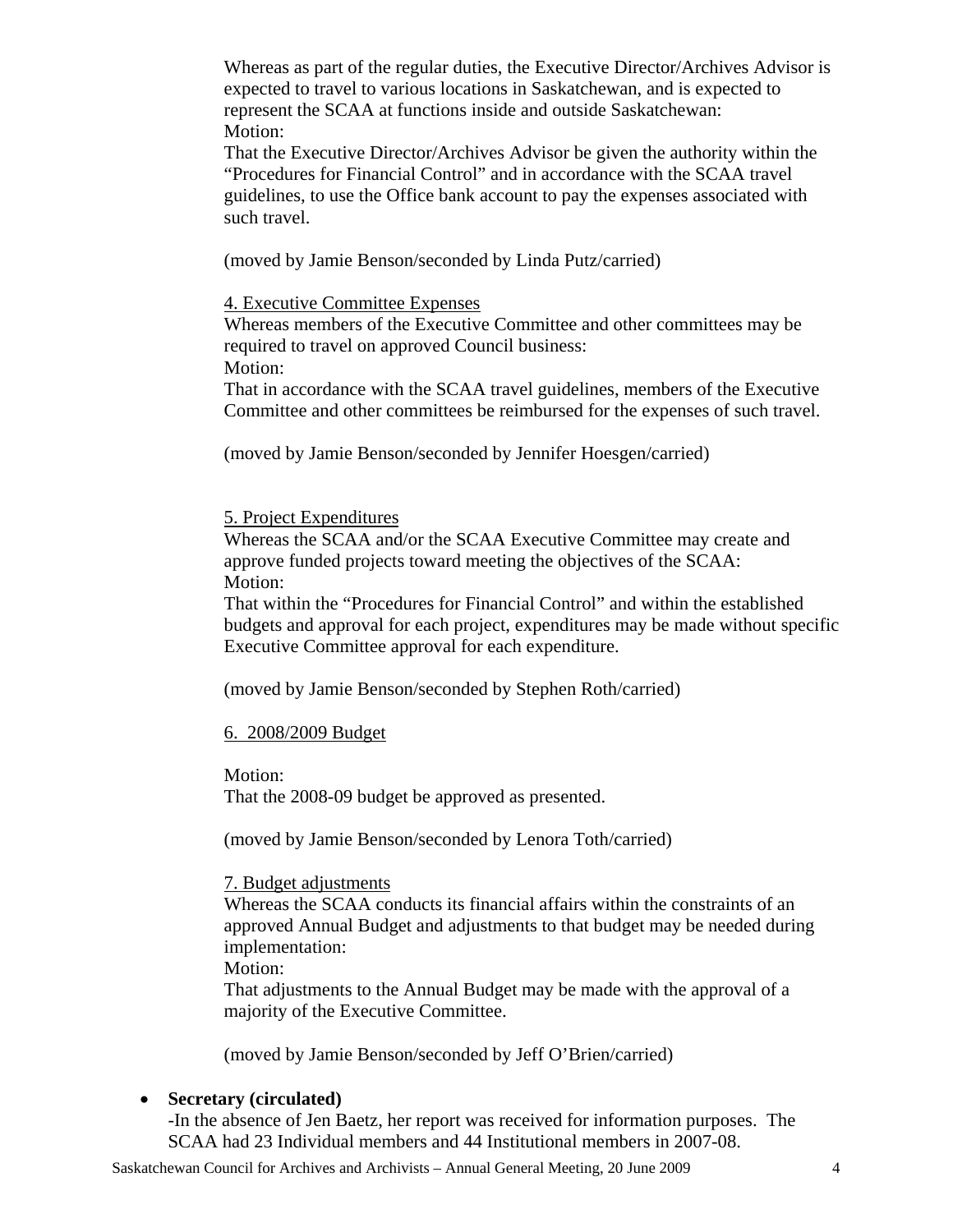Whereas as part of the regular duties, the Executive Director/Archives Advisor is expected to travel to various locations in Saskatchewan, and is expected to represent the SCAA at functions inside and outside Saskatchewan:
Motion:
That the Executive Director/Archives Advisor be given the authority within the "Procedures for Financial Control" and in accordance with the SCAA travel guidelines, to use the Office bank account to pay the expenses associated with such travel.

(moved by Jamie Benson/seconded by Linda Putz/carried)

<u>4. Executive Committee Expenses</u>
Whereas members of the Executive Committee and other committees may be required to travel on approved Council business:
Motion:
That in accordance with the SCAA travel guidelines, members of the Executive Committee and other committees be reimbursed for the expenses of such travel.

(moved by Jamie Benson/seconded by Jennifer Hoesgen/carried)

<u>5. Project Expenditures</u>
Whereas the SCAA and/or the SCAA Executive Committee may create and approve funded projects toward meeting the objectives of the SCAA:
Motion:
That within the "Procedures for Financial Control" and within the established budgets and approval for each project, expenditures may be made without specific Executive Committee approval for each expenditure.

(moved by Jamie Benson/seconded by Stephen Roth/carried)

<u>6. 2008/2009 Budget</u>

Motion:
That the 2008-09 budget be approved as presented.

(moved by Jamie Benson/seconded by Lenora Toth/carried)

<u>7. Budget adjustments</u>
Whereas the SCAA conducts its financial affairs within the constraints of an approved Annual Budget and adjustments to that budget may be needed during implementation:
Motion:
That adjustments to the Annual Budget may be made with the approval of a majority of the Executive Committee.

(moved by Jamie Benson/seconded by Jeff O'Brien/carried)

- **Secretary (circulated)**
  -In the absence of Jen Baetz, her report was received for information purposes. The SCAA had 23 Individual members and 44 Institutional members in 2007-08.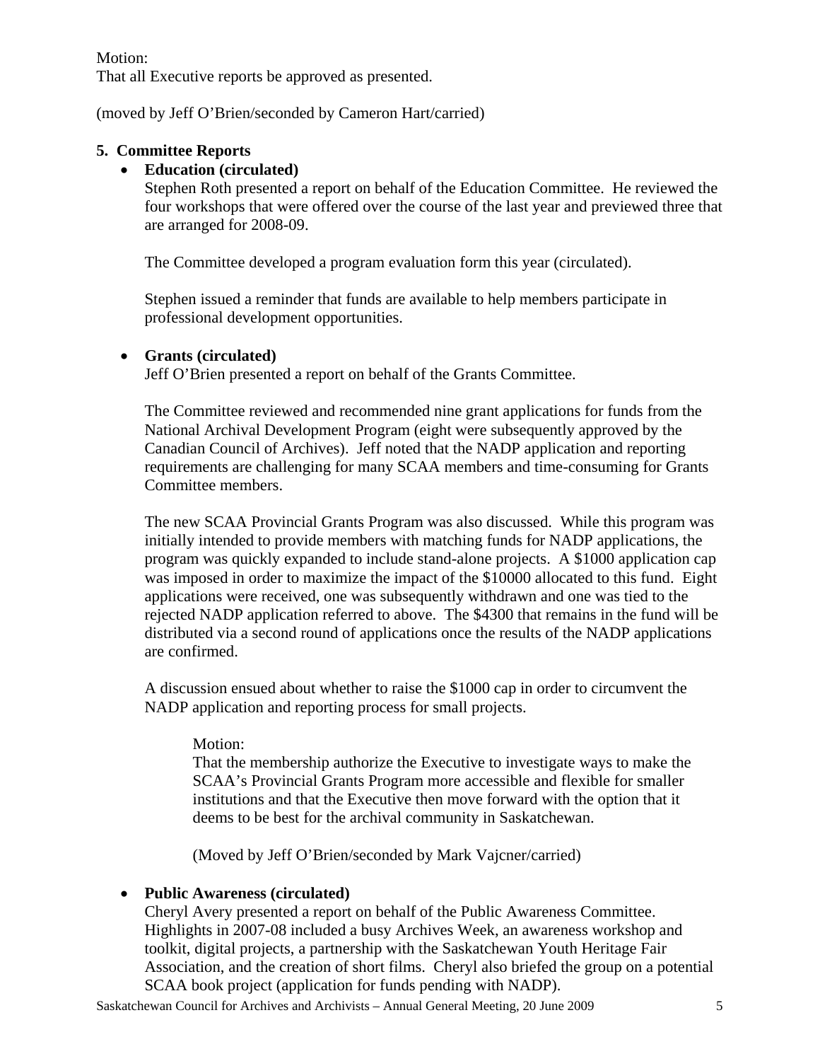Motion:
That all Executive reports be approved as presented.

(moved by Jeff O'Brien/seconded by Cameron Hart/carried)

**5. Committee Reports**

- **Education (circulated)**
  Stephen Roth presented a report on behalf of the Education Committee. He reviewed the four workshops that were offered over the course of the last year and previewed three that are arranged for 2008-09.

  The Committee developed a program evaluation form this year (circulated).

  Stephen issued a reminder that funds are available to help members participate in professional development opportunities.

- **Grants (circulated)**
  Jeff O'Brien presented a report on behalf of the Grants Committee.

  The Committee reviewed and recommended nine grant applications for funds from the National Archival Development Program (eight were subsequently approved by the Canadian Council of Archives). Jeff noted that the NADP application and reporting requirements are challenging for many SCAA members and time-consuming for Grants Committee members.

  The new SCAA Provincial Grants Program was also discussed. While this program was initially intended to provide members with matching funds for NADP applications, the program was quickly expanded to include stand-alone projects. A $1000 application cap was imposed in order to maximize the impact of the $10000 allocated to this fund. Eight applications were received, one was subsequently withdrawn and one was tied to the rejected NADP application referred to above. The $4300 that remains in the fund will be distributed via a second round of applications once the results of the NADP applications are confirmed.

  A discussion ensued about whether to raise the $1000 cap in order to circumvent the NADP application and reporting process for small projects.

  > Motion:
  > That the membership authorize the Executive to investigate ways to make the SCAA's Provincial Grants Program more accessible and flexible for smaller institutions and that the Executive then move forward with the option that it deems to be best for the archival community in Saskatchewan.
  >
  > (Moved by Jeff O'Brien/seconded by Mark Vajcner/carried)

- **Public Awareness (circulated)**
  Cheryl Avery presented a report on behalf of the Public Awareness Committee. Highlights in 2007-08 included a busy Archives Week, an awareness workshop and toolkit, digital projects, a partnership with the Saskatchewan Youth Heritage Fair Association, and the creation of short films. Cheryl also briefed the group on a potential SCAA book project (application for funds pending with NADP).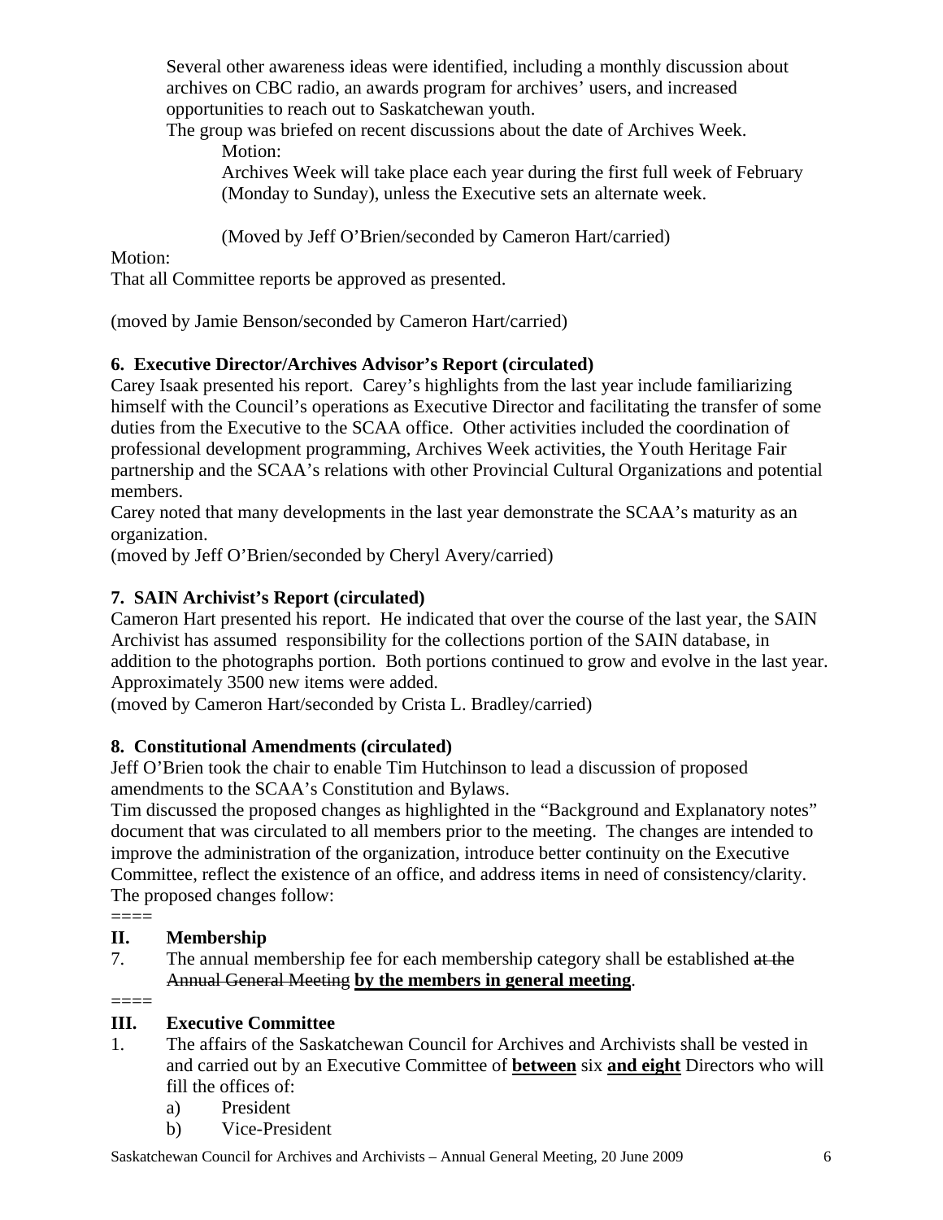Several other awareness ideas were identified, including a monthly discussion about archives on CBC radio, an awards program for archives' users, and increased opportunities to reach out to Saskatchewan youth.

The group was briefed on recent discussions about the date of Archives Week.

Motion:

Archives Week will take place each year during the first full week of February (Monday to Sunday), unless the Executive sets an alternate week.

(Moved by Jeff O'Brien/seconded by Cameron Hart/carried)

Motion:

That all Committee reports be approved as presented.

(moved by Jamie Benson/seconded by Cameron Hart/carried)

**6. Executive Director/Archives Advisor's Report (circulated)**

Carey Isaak presented his report. Carey's highlights from the last year include familiarizing himself with the Council's operations as Executive Director and facilitating the transfer of some duties from the Executive to the SCAA office. Other activities included the coordination of professional development programming, Archives Week activities, the Youth Heritage Fair partnership and the SCAA's relations with other Provincial Cultural Organizations and potential members.

Carey noted that many developments in the last year demonstrate the SCAA's maturity as an organization.

(moved by Jeff O'Brien/seconded by Cheryl Avery/carried)

**7. SAIN Archivist's Report (circulated)**

Cameron Hart presented his report. He indicated that over the course of the last year, the SAIN Archivist has assumed responsibility for the collections portion of the SAIN database, in addition to the photographs portion. Both portions continued to grow and evolve in the last year. Approximately 3500 new items were added.

(moved by Cameron Hart/seconded by Crista L. Bradley/carried)

**8. Constitutional Amendments (circulated)**

Jeff O'Brien took the chair to enable Tim Hutchinson to lead a discussion of proposed amendments to the SCAA's Constitution and Bylaws.

Tim discussed the proposed changes as highlighted in the "Background and Explanatory notes" document that was circulated to all members prior to the meeting. The changes are intended to improve the administration of the organization, introduce better continuity on the Executive Committee, reflect the existence of an office, and address items in need of consistency/clarity. The proposed changes follow:

====

**II. Membership**

7. The annual membership fee for each membership category shall be established ~~at the Annual General Meeting~~ **by the members in general meeting**.

====

**III. Executive Committee**

1. The affairs of the Saskatchewan Council for Archives and Archivists shall be vested in and carried out by an Executive Committee of **between** six **and eight** Directors who will fill the offices of:
   a) President
   b) Vice-President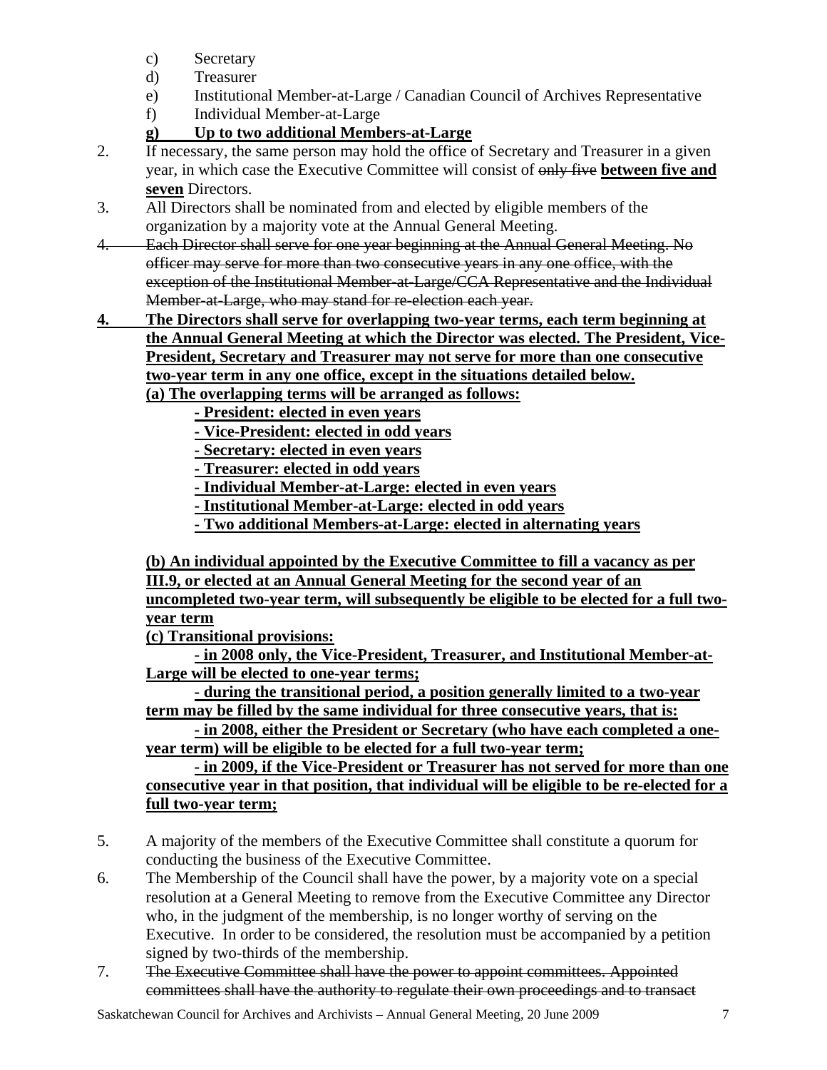c) Secretary
d) Treasurer
e) Institutional Member-at-Large / Canadian Council of Archives Representative
f) Individual Member-at-Large
**g) Up to two additional Members-at-Large**

2. If necessary, the same person may hold the office of Secretary and Treasurer in a given year, in which case the Executive Committee will consist of ~~only five~~ **between five and seven** Directors.
3. All Directors shall be nominated from and elected by eligible members of the organization by a majority vote at the Annual General Meeting.
4. ~~Each Director shall serve for one year beginning at the Annual General Meeting. No officer may serve for more than two consecutive years in any one office, with the exception of the Institutional Member-at-Large/CCA Representative and the Individual Member-at-Large, who may stand for re-election each year.~~
**4. The Directors shall serve for overlapping two-year terms, each term beginning at the Annual General Meeting at which the Director was elected. The President, Vice-President, Secretary and Treasurer may not serve for more than one consecutive two-year term in any one office, except in the situations detailed below.**
**(a) The overlapping terms will be arranged as follows:**
**- President: elected in even years**
**- Vice-President: elected in odd years**
**- Secretary: elected in even years**
**- Treasurer: elected in odd years**
**- Individual Member-at-Large: elected in even years**
**- Institutional Member-at-Large: elected in odd years**
**- Two additional Members-at-Large: elected in alternating years**

**(b) An individual appointed by the Executive Committee to fill a vacancy as per III.9, or elected at an Annual General Meeting for the second year of an uncompleted two-year term, will subsequently be eligible to be elected for a full two-year term**
**(c) Transitional provisions:**
**- in 2008 only, the Vice-President, Treasurer, and Institutional Member-at-Large will be elected to one-year terms;**
**- during the transitional period, a position generally limited to a two-year term may be filled by the same individual for three consecutive years, that is:**
**- in 2008, either the President or Secretary (who have each completed a one-year term) will be eligible to be elected for a full two-year term;**
**- in 2009, if the Vice-President or Treasurer has not served for more than one consecutive year in that position, that individual will be eligible to be re-elected for a full two-year term;**

5. A majority of the members of the Executive Committee shall constitute a quorum for conducting the business of the Executive Committee.
6. The Membership of the Council shall have the power, by a majority vote on a special resolution at a General Meeting to remove from the Executive Committee any Director who, in the judgment of the membership, is no longer worthy of serving on the Executive. In order to be considered, the resolution must be accompanied by a petition signed by two-thirds of the membership.
7. ~~The Executive Committee shall have the power to appoint committees. Appointed committees shall have the authority to regulate their own proceedings and to transact~~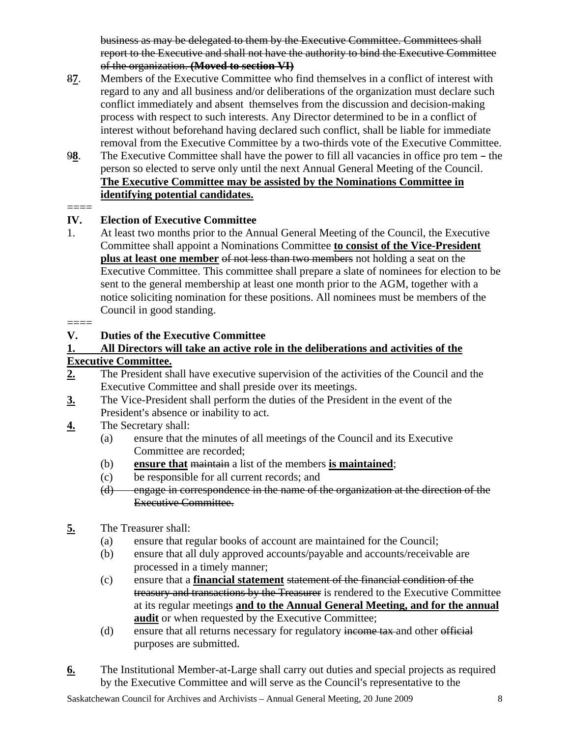~~business as may be delegated to them by the Executive Committee. Committees shall report to the Executive and shall not have the authority to bind the Executive Committee of the organization.~~ ~~**(Moved to section VI)**~~

~~8~~**7**. Members of the Executive Committee who find themselves in a conflict of interest with regard to any and all business and/or deliberations of the organization must declare such conflict immediately and absent themselves from the discussion and decision-making process with respect to such interests. Any Director determined to be in a conflict of interest without beforehand having declared such conflict, shall be liable for immediate removal from the Executive Committee by a two-thirds vote of the Executive Committee.

~~9~~**8**. The Executive Committee shall have the power to fill all vacancies in office pro tem – the person so elected to serve only until the next Annual General Meeting of the Council. <u>**The Executive Committee may be assisted by the Nominations Committee in identifying potential candidates.**</u>

====

## IV. Election of Executive Committee

1. At least two months prior to the Annual General Meeting of the Council, the Executive Committee shall appoint a Nominations Committee <u>**to consist of the Vice-President plus at least one member**</u> ~~of not less than two members~~ not holding a seat on the Executive Committee. This committee shall prepare a slate of nominees for election to be sent to the general membership at least one month prior to the AGM, together with a notice soliciting nomination for these positions. All nominees must be members of the Council in good standing.

====

## V. Duties of the Executive Committee

<u>**1. All Directors will take an active role in the deliberations and activities of the Executive Committee.**</u>

<u>**2.**</u> The President shall have executive supervision of the activities of the Council and the Executive Committee and shall preside over its meetings.

<u>**3.**</u> The Vice-President shall perform the duties of the President in the event of the President's absence or inability to act.

<u>**4.**</u> The Secretary shall:

- (a) ensure that the minutes of all meetings of the Council and its Executive Committee are recorded;
- (b) <u>**ensure that**</u> ~~maintain~~ a list of the members <u>**is maintained**</u>;
- (c) be responsible for all current records; and
- ~~(d) engage in correspondence in the name of the organization at the direction of the Executive Committee.~~

<u>**5.**</u> The Treasurer shall:

- (a) ensure that regular books of account are maintained for the Council;
- (b) ensure that all duly approved accounts/payable and accounts/receivable are processed in a timely manner;
- (c) ensure that a <u>**financial statement**</u> ~~statement of the financial condition of the treasury and transactions by the Treasurer~~ is rendered to the Executive Committee at its regular meetings <u>**and to the Annual General Meeting, and for the annual audit**</u> or when requested by the Executive Committee;
- (d) ensure that all returns necessary for regulatory ~~income tax~~ and other ~~official~~ purposes are submitted.

<u>**6.**</u> The Institutional Member-at-Large shall carry out duties and special projects as required by the Executive Committee and will serve as the Council's representative to the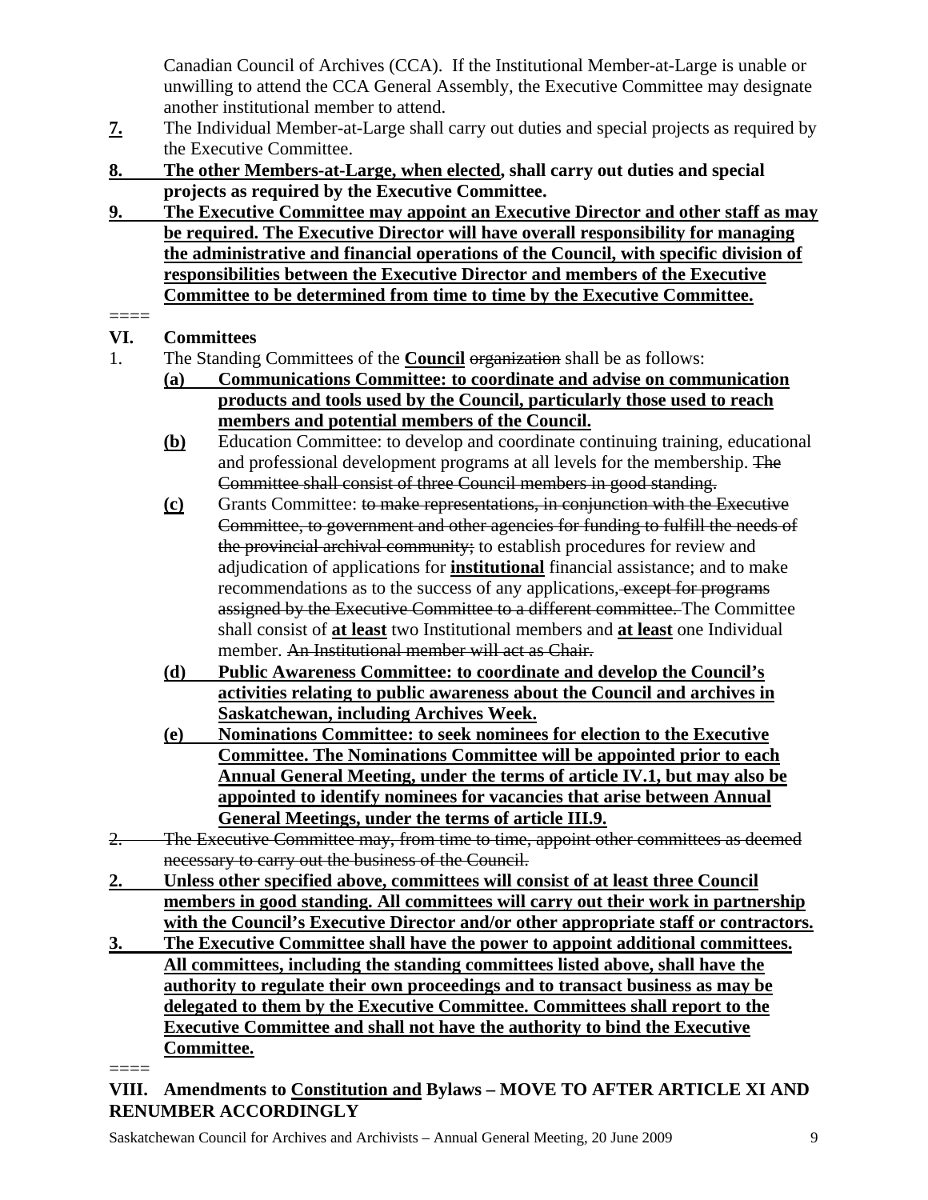Canadian Council of Archives (CCA). If the Institutional Member-at-Large is unable or unwilling to attend the CCA General Assembly, the Executive Committee may designate another institutional member to attend.

<u>**7.**</u> The Individual Member-at-Large shall carry out duties and special projects as required by the Executive Committee.

<u>**8. The other Members-at-Large, when elected**</u>**, shall carry out duties and special projects as required by the Executive Committee.**

<u>**9. The Executive Committee may appoint an Executive Director and other staff as may be required. The Executive Director will have overall responsibility for managing the administrative and financial operations of the Council, with specific division of responsibilities between the Executive Director and members of the Executive Committee to be determined from time to time by the Executive Committee.**</u>

====

**VI. Committees**

1. The Standing Committees of the <u>**Council**</u> ~~organization~~ shall be as follows:

   <u>**(a) Communications Committee: to coordinate and advise on communication products and tools used by the Council, particularly those used to reach members and potential members of the Council.**</u>

   <u>**(b)**</u> Education Committee: to develop and coordinate continuing training, educational and professional development programs at all levels for the membership. ~~The Committee shall consist of three Council members in good standing.~~

   <u>**(c)**</u> Grants Committee: ~~to make representations, in conjunction with the Executive Committee, to government and other agencies for funding to fulfill the needs of the provincial archival community;~~ to establish procedures for review and adjudication of applications for <u>**institutional**</u> financial assistance; and to make recommendations as to the success of any applications~~, except for programs assigned by the Executive Committee to a different committee.~~ The Committee shall consist of <u>**at least**</u> two Institutional members and <u>**at least**</u> one Individual member. ~~An Institutional member will act as Chair.~~

   <u>**(d) Public Awareness Committee: to coordinate and develop the Council's activities relating to public awareness about the Council and archives in Saskatchewan, including Archives Week.**</u>

   <u>**(e) Nominations Committee: to seek nominees for election to the Executive Committee. The Nominations Committee will be appointed prior to each Annual General Meeting, under the terms of article IV.1, but may also be appointed to identify nominees for vacancies that arise between Annual General Meetings, under the terms of article III.9.**</u>

~~2. The Executive Committee may, from time to time, appoint other committees as deemed necessary to carry out the business of the Council.~~

<u>**2. Unless other specified above, committees will consist of at least three Council members in good standing. All committees will carry out their work in partnership with the Council's Executive Director and/or other appropriate staff or contractors.**</u>

<u>**3. The Executive Committee shall have the power to appoint additional committees. All committees, including the standing committees listed above, shall have the authority to regulate their own proceedings and to transact business as may be delegated to them by the Executive Committee. Committees shall report to the Executive Committee and shall not have the authority to bind the Executive Committee.**</u>

====

**VIII. Amendments to <u>Constitution and</u> Bylaws – MOVE TO AFTER ARTICLE XI AND RENUMBER ACCORDINGLY**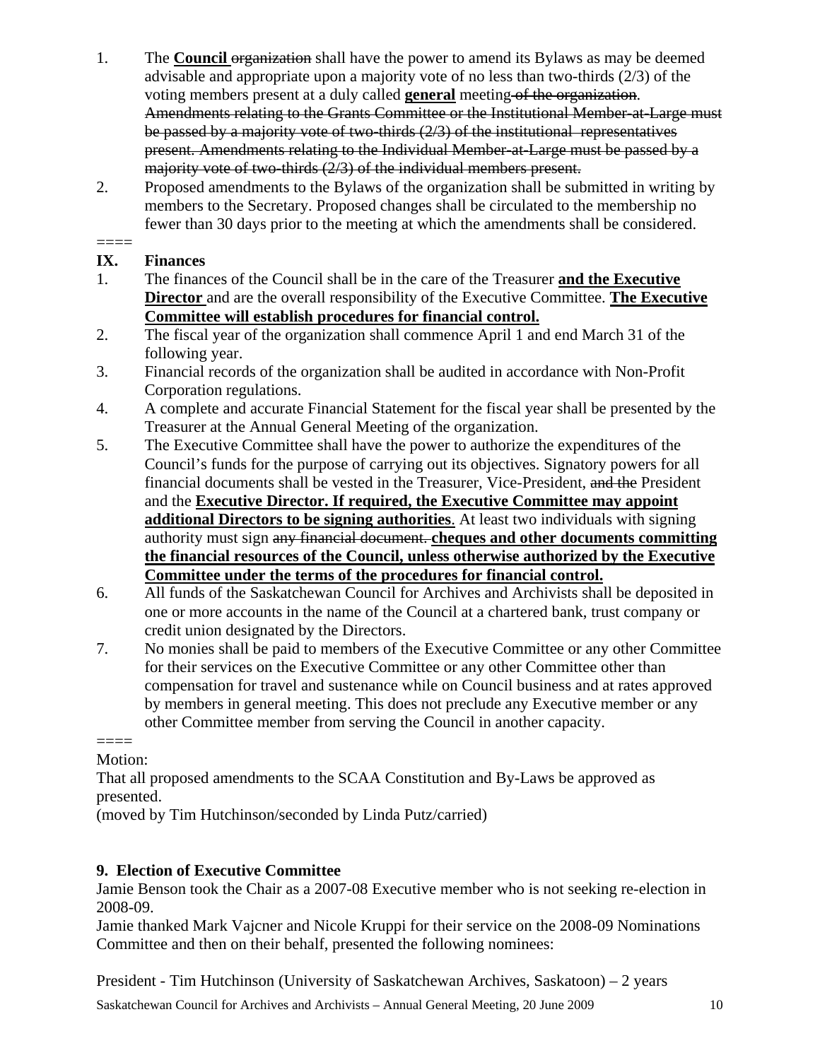1. The **<u>Council</u>** ~~organization~~ shall have the power to amend its Bylaws as may be deemed advisable and appropriate upon a majority vote of no less than two-thirds (2/3) of the voting members present at a duly called **<u>general</u>** meeting ~~of the organization~~. ~~Amendments relating to the Grants Committee or the Institutional Member-at-Large must be passed by a majority vote of two-thirds (2/3) of the institutional representatives present. Amendments relating to the Individual Member-at-Large must be passed by a majority vote of two-thirds (2/3) of the individual members present.~~
2. Proposed amendments to the Bylaws of the organization shall be submitted in writing by members to the Secretary. Proposed changes shall be circulated to the membership no fewer than 30 days prior to the meeting at which the amendments shall be considered.

====

**IX. Finances**

1. The finances of the Council shall be in the care of the Treasurer **<u>and the Executive Director</u>** and are the overall responsibility of the Executive Committee. **<u>The Executive Committee will establish procedures for financial control.</u>**
2. The fiscal year of the organization shall commence April 1 and end March 31 of the following year.
3. Financial records of the organization shall be audited in accordance with Non-Profit Corporation regulations.
4. A complete and accurate Financial Statement for the fiscal year shall be presented by the Treasurer at the Annual General Meeting of the organization.
5. The Executive Committee shall have the power to authorize the expenditures of the Council's funds for the purpose of carrying out its objectives. Signatory powers for all financial documents shall be vested in the Treasurer, Vice-President, ~~and the~~ President and the **<u>Executive Director. If required, the Executive Committee may appoint additional Directors to be signing authorities</u>**. At least two individuals with signing authority must sign ~~any financial document.~~ **<u>cheques and other documents committing the financial resources of the Council, unless otherwise authorized by the Executive Committee under the terms of the procedures for financial control.</u>**
6. All funds of the Saskatchewan Council for Archives and Archivists shall be deposited in one or more accounts in the name of the Council at a chartered bank, trust company or credit union designated by the Directors.
7. No monies shall be paid to members of the Executive Committee or any other Committee for their services on the Executive Committee or any other Committee other than compensation for travel and sustenance while on Council business and at rates approved by members in general meeting. This does not preclude any Executive member or any other Committee member from serving the Council in another capacity.

====

Motion:

That all proposed amendments to the SCAA Constitution and By-Laws be approved as presented.

(moved by Tim Hutchinson/seconded by Linda Putz/carried)

## 9. Election of Executive Committee

Jamie Benson took the Chair as a 2007-08 Executive member who is not seeking re-election in 2008-09.

Jamie thanked Mark Vajcner and Nicole Kruppi for their service on the 2008-09 Nominations Committee and then on their behalf, presented the following nominees:

President - Tim Hutchinson (University of Saskatchewan Archives, Saskatoon) – 2 years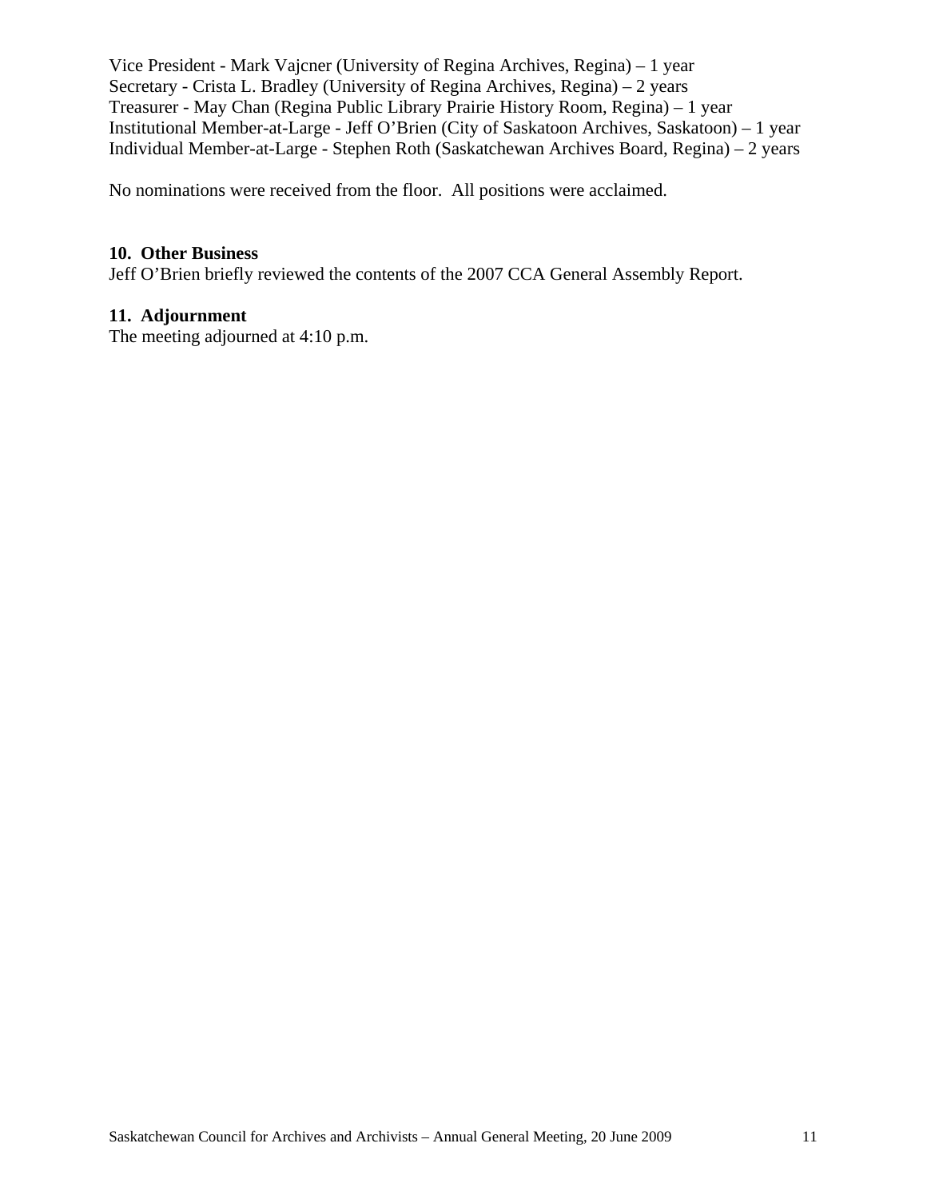Vice President - Mark Vajcner (University of Regina Archives, Regina) – 1 year
Secretary - Crista L. Bradley (University of Regina Archives, Regina) – 2 years
Treasurer - May Chan (Regina Public Library Prairie History Room, Regina) – 1 year
Institutional Member-at-Large - Jeff O'Brien (City of Saskatoon Archives, Saskatoon) – 1 year
Individual Member-at-Large - Stephen Roth (Saskatchewan Archives Board, Regina) – 2 years

No nominations were received from the floor. All positions were acclaimed.

**10. Other Business**

Jeff O'Brien briefly reviewed the contents of the 2007 CCA General Assembly Report.

**11. Adjournment**

The meeting adjourned at 4:10 p.m.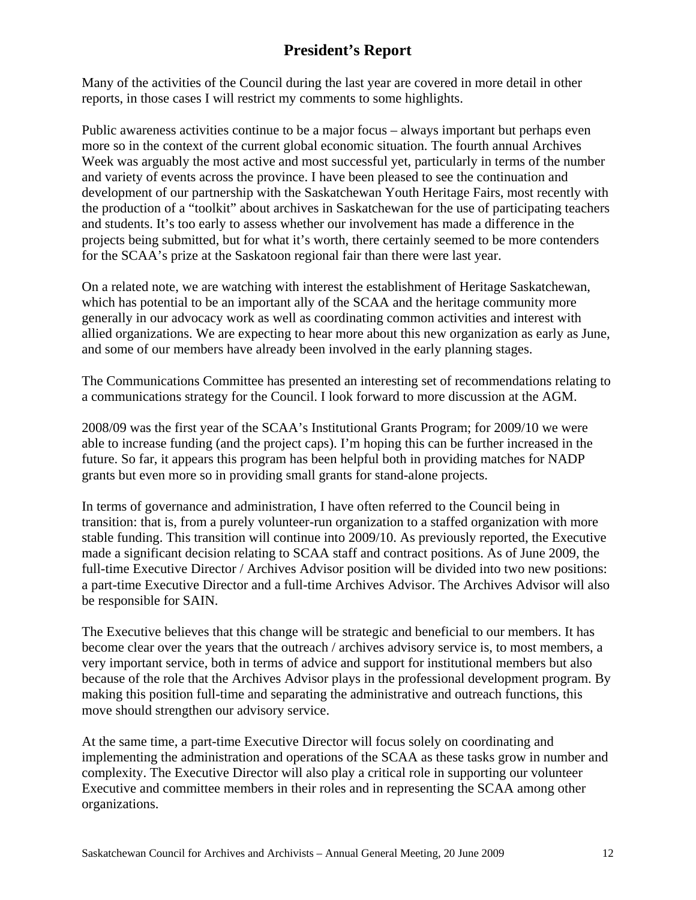# President's Report

Many of the activities of the Council during the last year are covered in more detail in other reports, in those cases I will restrict my comments to some highlights.

Public awareness activities continue to be a major focus – always important but perhaps even more so in the context of the current global economic situation. The fourth annual Archives Week was arguably the most active and most successful yet, particularly in terms of the number and variety of events across the province. I have been pleased to see the continuation and development of our partnership with the Saskatchewan Youth Heritage Fairs, most recently with the production of a "toolkit" about archives in Saskatchewan for the use of participating teachers and students. It's too early to assess whether our involvement has made a difference in the projects being submitted, but for what it's worth, there certainly seemed to be more contenders for the SCAA's prize at the Saskatoon regional fair than there were last year.

On a related note, we are watching with interest the establishment of Heritage Saskatchewan, which has potential to be an important ally of the SCAA and the heritage community more generally in our advocacy work as well as coordinating common activities and interest with allied organizations. We are expecting to hear more about this new organization as early as June, and some of our members have already been involved in the early planning stages.

The Communications Committee has presented an interesting set of recommendations relating to a communications strategy for the Council. I look forward to more discussion at the AGM.

2008/09 was the first year of the SCAA's Institutional Grants Program; for 2009/10 we were able to increase funding (and the project caps). I'm hoping this can be further increased in the future. So far, it appears this program has been helpful both in providing matches for NADP grants but even more so in providing small grants for stand-alone projects.

In terms of governance and administration, I have often referred to the Council being in transition: that is, from a purely volunteer-run organization to a staffed organization with more stable funding. This transition will continue into 2009/10. As previously reported, the Executive made a significant decision relating to SCAA staff and contract positions. As of June 2009, the full-time Executive Director / Archives Advisor position will be divided into two new positions: a part-time Executive Director and a full-time Archives Advisor. The Archives Advisor will also be responsible for SAIN.

The Executive believes that this change will be strategic and beneficial to our members. It has become clear over the years that the outreach / archives advisory service is, to most members, a very important service, both in terms of advice and support for institutional members but also because of the role that the Archives Advisor plays in the professional development program. By making this position full-time and separating the administrative and outreach functions, this move should strengthen our advisory service.

At the same time, a part-time Executive Director will focus solely on coordinating and implementing the administration and operations of the SCAA as these tasks grow in number and complexity. The Executive Director will also play a critical role in supporting our volunteer Executive and committee members in their roles and in representing the SCAA among other organizations.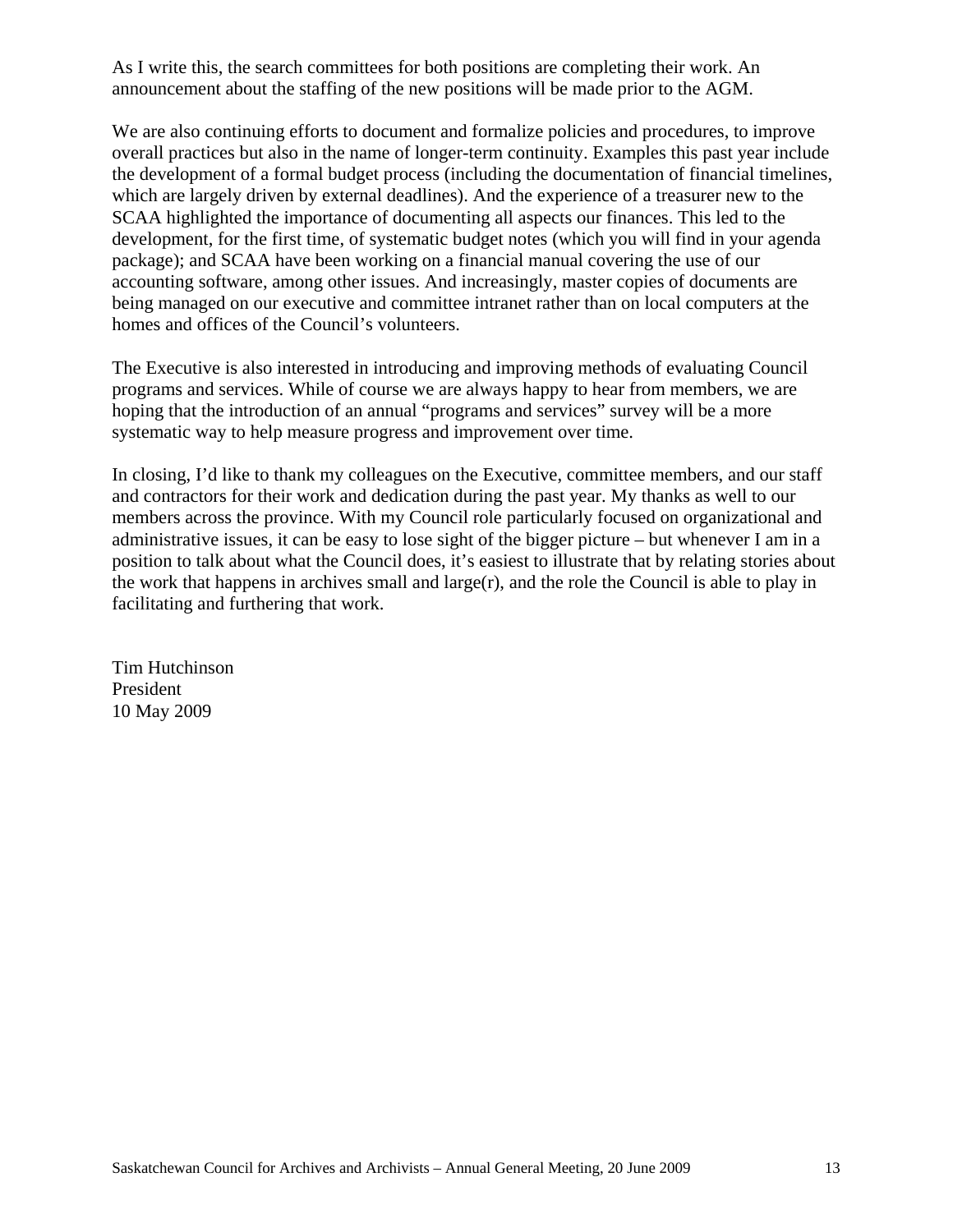As I write this, the search committees for both positions are completing their work. An announcement about the staffing of the new positions will be made prior to the AGM.

We are also continuing efforts to document and formalize policies and procedures, to improve overall practices but also in the name of longer-term continuity. Examples this past year include the development of a formal budget process (including the documentation of financial timelines, which are largely driven by external deadlines). And the experience of a treasurer new to the SCAA highlighted the importance of documenting all aspects our finances. This led to the development, for the first time, of systematic budget notes (which you will find in your agenda package); and SCAA have been working on a financial manual covering the use of our accounting software, among other issues. And increasingly, master copies of documents are being managed on our executive and committee intranet rather than on local computers at the homes and offices of the Council's volunteers.

The Executive is also interested in introducing and improving methods of evaluating Council programs and services. While of course we are always happy to hear from members, we are hoping that the introduction of an annual "programs and services" survey will be a more systematic way to help measure progress and improvement over time.

In closing, I'd like to thank my colleagues on the Executive, committee members, and our staff and contractors for their work and dedication during the past year. My thanks as well to our members across the province. With my Council role particularly focused on organizational and administrative issues, it can be easy to lose sight of the bigger picture – but whenever I am in a position to talk about what the Council does, it's easiest to illustrate that by relating stories about the work that happens in archives small and large(r), and the role the Council is able to play in facilitating and furthering that work.

Tim Hutchinson
President
10 May 2009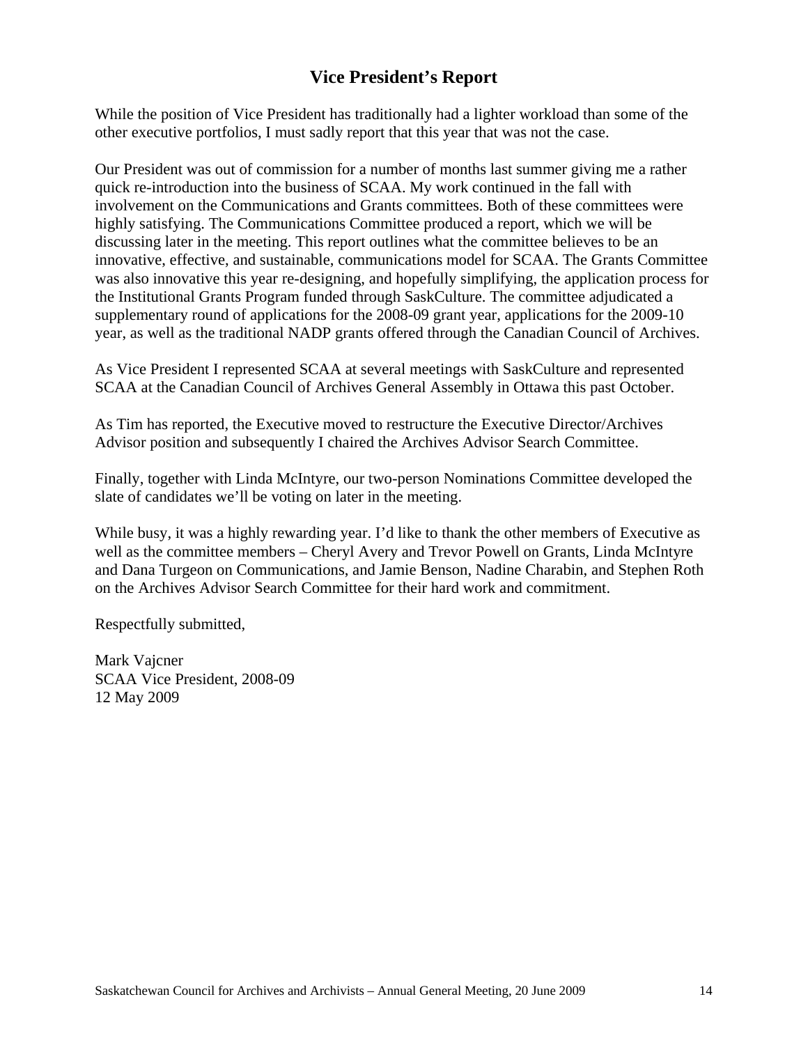# Vice President's Report

While the position of Vice President has traditionally had a lighter workload than some of the other executive portfolios, I must sadly report that this year that was not the case.

Our President was out of commission for a number of months last summer giving me a rather quick re-introduction into the business of SCAA. My work continued in the fall with involvement on the Communications and Grants committees. Both of these committees were highly satisfying. The Communications Committee produced a report, which we will be discussing later in the meeting. This report outlines what the committee believes to be an innovative, effective, and sustainable, communications model for SCAA. The Grants Committee was also innovative this year re-designing, and hopefully simplifying, the application process for the Institutional Grants Program funded through SaskCulture. The committee adjudicated a supplementary round of applications for the 2008-09 grant year, applications for the 2009-10 year, as well as the traditional NADP grants offered through the Canadian Council of Archives.

As Vice President I represented SCAA at several meetings with SaskCulture and represented SCAA at the Canadian Council of Archives General Assembly in Ottawa this past October.

As Tim has reported, the Executive moved to restructure the Executive Director/Archives Advisor position and subsequently I chaired the Archives Advisor Search Committee.

Finally, together with Linda McIntyre, our two-person Nominations Committee developed the slate of candidates we'll be voting on later in the meeting.

While busy, it was a highly rewarding year. I'd like to thank the other members of Executive as well as the committee members – Cheryl Avery and Trevor Powell on Grants, Linda McIntyre and Dana Turgeon on Communications, and Jamie Benson, Nadine Charabin, and Stephen Roth on the Archives Advisor Search Committee for their hard work and commitment.

Respectfully submitted,

Mark Vajcner
SCAA Vice President, 2008-09
12 May 2009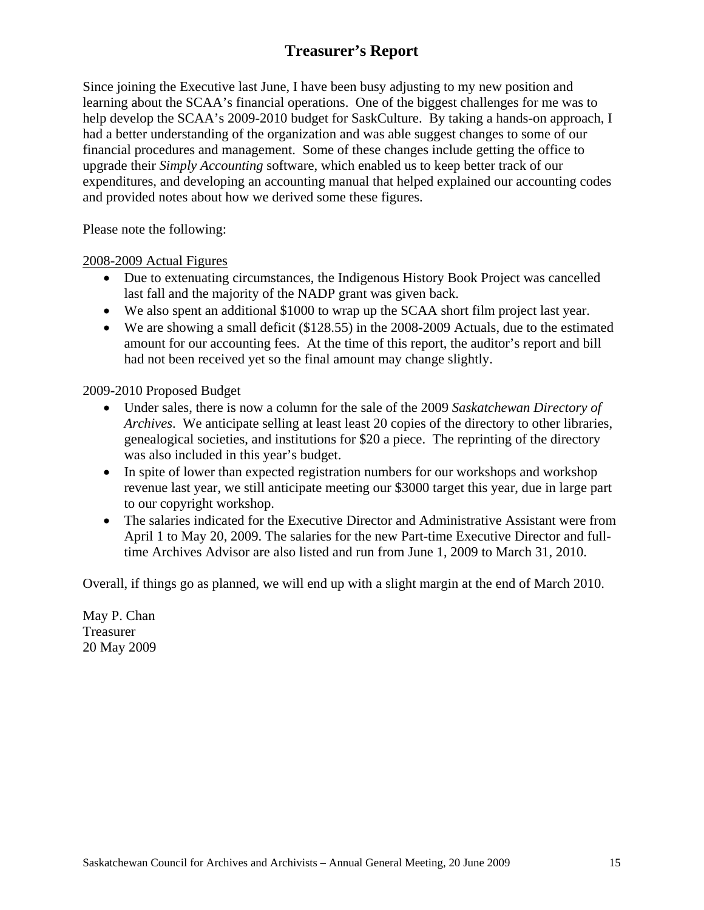# Treasurer's Report

Since joining the Executive last June, I have been busy adjusting to my new position and learning about the SCAA's financial operations. One of the biggest challenges for me was to help develop the SCAA's 2009-2010 budget for SaskCulture. By taking a hands-on approach, I had a better understanding of the organization and was able suggest changes to some of our financial procedures and management. Some of these changes include getting the office to upgrade their *Simply Accounting* software, which enabled us to keep better track of our expenditures, and developing an accounting manual that helped explained our accounting codes and provided notes about how we derived some these figures.

Please note the following:

<u>2008-2009 Actual Figures</u>

- Due to extenuating circumstances, the Indigenous History Book Project was cancelled last fall and the majority of the NADP grant was given back.
- We also spent an additional $1000 to wrap up the SCAA short film project last year.
- We are showing a small deficit ($128.55) in the 2008-2009 Actuals, due to the estimated amount for our accounting fees. At the time of this report, the auditor's report and bill had not been received yet so the final amount may change slightly.

2009-2010 Proposed Budget

- Under sales, there is now a column for the sale of the 2009 *Saskatchewan Directory of Archives*. We anticipate selling at least least 20 copies of the directory to other libraries, genealogical societies, and institutions for $20 a piece. The reprinting of the directory was also included in this year's budget.
- In spite of lower than expected registration numbers for our workshops and workshop revenue last year, we still anticipate meeting our $3000 target this year, due in large part to our copyright workshop.
- The salaries indicated for the Executive Director and Administrative Assistant were from April 1 to May 20, 2009. The salaries for the new Part-time Executive Director and full-time Archives Advisor are also listed and run from June 1, 2009 to March 31, 2010.

Overall, if things go as planned, we will end up with a slight margin at the end of March 2010.

May P. Chan
Treasurer
20 May 2009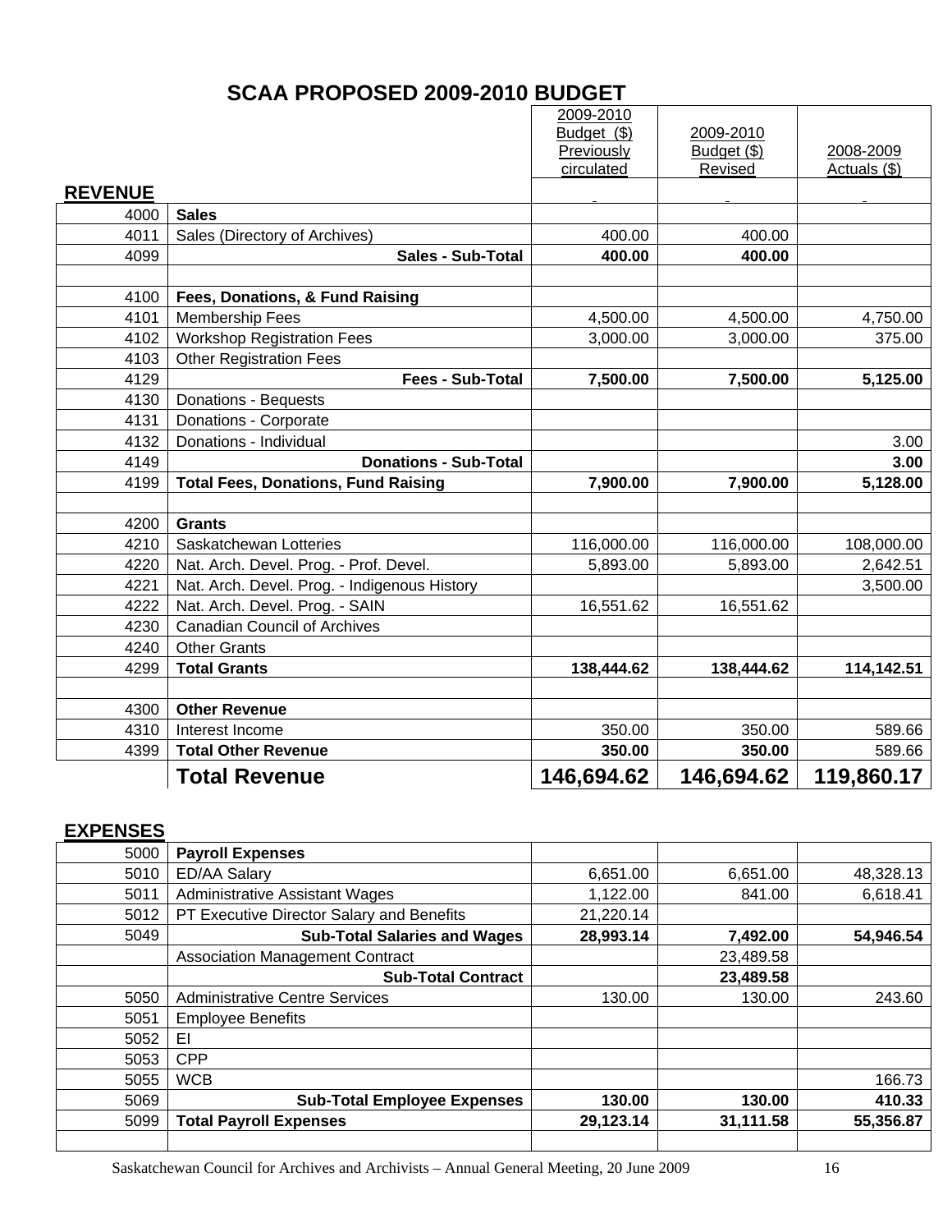# SCAA PROPOSED 2009-2010 BUDGET

| | | 2009-2010 Budget ($) Previously circulated | 2009-2010 Budget ($) Revised | 2008-2009 Actuals ($) |
|---|---|---|---|---|
| **REVENUE** | | - | - | - |
| 4000 | **Sales** | | | |
| 4011 | Sales (Directory of Archives) | 400.00 | 400.00 | |
| 4099 | **Sales - Sub-Total** | **400.00** | **400.00** | |
| | | | | |
| 4100 | **Fees, Donations, & Fund Raising** | | | |
| 4101 | Membership Fees | 4,500.00 | 4,500.00 | 4,750.00 |
| 4102 | Workshop Registration Fees | 3,000.00 | 3,000.00 | 375.00 |
| 4103 | Other Registration Fees | | | |
| 4129 | **Fees - Sub-Total** | **7,500.00** | **7,500.00** | **5,125.00** |
| 4130 | Donations - Bequests | | | |
| 4131 | Donations - Corporate | | | |
| 4132 | Donations - Individual | | | 3.00 |
| 4149 | **Donations - Sub-Total** | | | **3.00** |
| 4199 | **Total Fees, Donations, Fund Raising** | **7,900.00** | **7,900.00** | **5,128.00** |
| | | | | |
| 4200 | **Grants** | | | |
| 4210 | Saskatchewan Lotteries | 116,000.00 | 116,000.00 | 108,000.00 |
| 4220 | Nat. Arch. Devel. Prog. - Prof. Devel. | 5,893.00 | 5,893.00 | 2,642.51 |
| 4221 | Nat. Arch. Devel. Prog. - Indigenous History | | | 3,500.00 |
| 4222 | Nat. Arch. Devel. Prog. - SAIN | 16,551.62 | 16,551.62 | |
| 4230 | Canadian Council of Archives | | | |
| 4240 | Other Grants | | | |
| 4299 | **Total Grants** | **138,444.62** | **138,444.62** | **114,142.51** |
| | | | | |
| 4300 | **Other Revenue** | | | |
| 4310 | Interest Income | 350.00 | 350.00 | 589.66 |
| 4399 | **Total Other Revenue** | **350.00** | **350.00** | 589.66 |
| | **Total Revenue** | **146,694.62** | **146,694.62** | **119,860.17** |

| **EXPENSES** | | | | |
|---|---|---|---|---|
| 5000 | **Payroll Expenses** | | | |
| 5010 | ED/AA Salary | 6,651.00 | 6,651.00 | 48,328.13 |
| 5011 | Administrative Assistant Wages | 1,122.00 | 841.00 | 6,618.41 |
| 5012 | PT Executive Director Salary and Benefits | 21,220.14 | | |
| 5049 | **Sub-Total Salaries and Wages** | **28,993.14** | **7,492.00** | **54,946.54** |
| | Association Management Contract | | 23,489.58 | |
| | **Sub-Total Contract** | | **23,489.58** | |
| 5050 | Administrative Centre Services | 130.00 | 130.00 | 243.60 |
| 5051 | Employee Benefits | | | |
| 5052 | EI | | | |
| 5053 | CPP | | | |
| 5055 | WCB | | | 166.73 |
| 5069 | **Sub-Total Employee Expenses** | **130.00** | **130.00** | **410.33** |
| 5099 | **Total Payroll Expenses** | **29,123.14** | **31,111.58** | **55,356.87** |
| | | | | |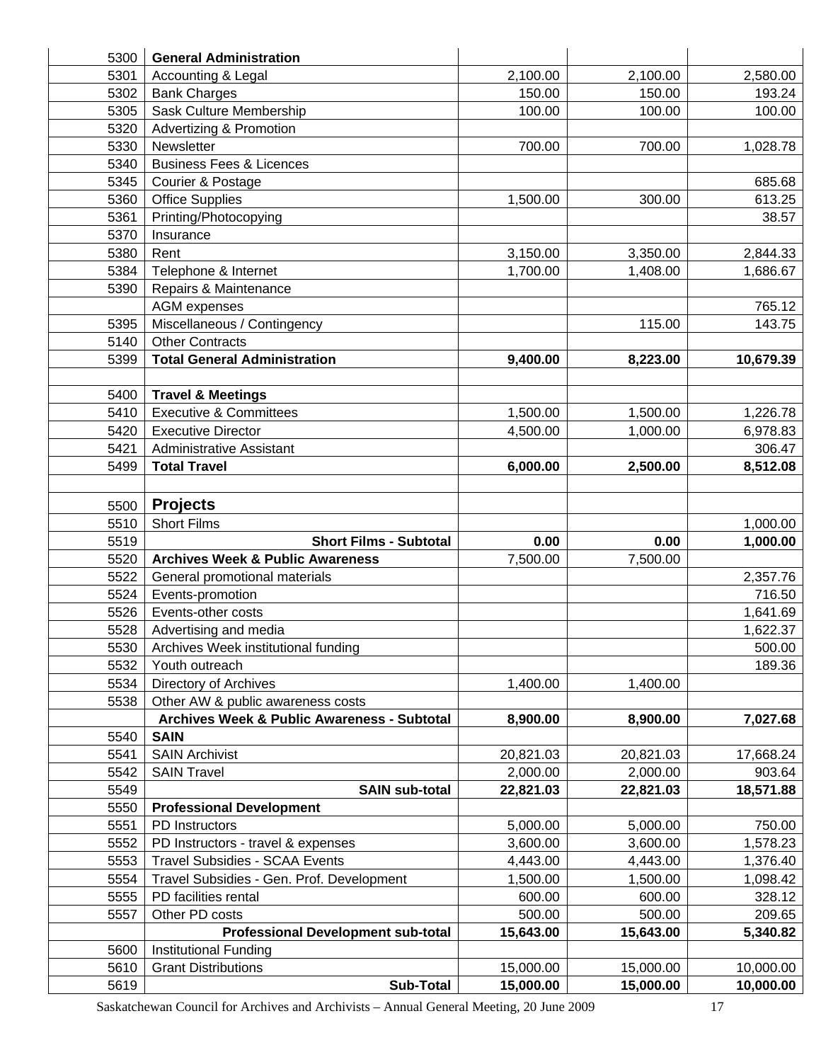| | | | | |
|---|---|---|---|---|
| 5300 | **General Administration** | | | |
| 5301 | Accounting & Legal | 2,100.00 | 2,100.00 | 2,580.00 |
| 5302 | Bank Charges | 150.00 | 150.00 | 193.24 |
| 5305 | Sask Culture Membership | 100.00 | 100.00 | 100.00 |
| 5320 | Advertizing & Promotion | | | |
| 5330 | Newsletter | 700.00 | 700.00 | 1,028.78 |
| 5340 | Business Fees & Licences | | | |
| 5345 | Courier & Postage | | | 685.68 |
| 5360 | Office Supplies | 1,500.00 | 300.00 | 613.25 |
| 5361 | Printing/Photocopying | | | 38.57 |
| 5370 | Insurance | | | |
| 5380 | Rent | 3,150.00 | 3,350.00 | 2,844.33 |
| 5384 | Telephone & Internet | 1,700.00 | 1,408.00 | 1,686.67 |
| 5390 | Repairs & Maintenance | | | |
| | AGM expenses | | | 765.12 |
| 5395 | Miscellaneous / Contingency | | 115.00 | 143.75 |
| 5140 | Other Contracts | | | |
| 5399 | **Total General Administration** | **9,400.00** | **8,223.00** | **10,679.39** |
| | | | | |
| 5400 | **Travel & Meetings** | | | |
| 5410 | Executive & Committees | 1,500.00 | 1,500.00 | 1,226.78 |
| 5420 | Executive Director | 4,500.00 | 1,000.00 | 6,978.83 |
| 5421 | Administrative Assistant | | | 306.47 |
| 5499 | **Total Travel** | **6,000.00** | **2,500.00** | **8,512.08** |
| | | | | |
| 5500 | **Projects** | | | |
| 5510 | Short Films | | | 1,000.00 |
| 5519 | **Short Films - Subtotal** | **0.00** | **0.00** | **1,000.00** |
| 5520 | **Archives Week & Public Awareness** | 7,500.00 | 7,500.00 | |
| 5522 | General promotional materials | | | 2,357.76 |
| 5524 | Events-promotion | | | 716.50 |
| 5526 | Events-other costs | | | 1,641.69 |
| 5528 | Advertising and media | | | 1,622.37 |
| 5530 | Archives Week institutional funding | | | 500.00 |
| 5532 | Youth outreach | | | 189.36 |
| 5534 | Directory of Archives | 1,400.00 | 1,400.00 | |
| 5538 | Other AW & public awareness costs | | | |
| | **Archives Week & Public Awareness - Subtotal** | **8,900.00** | **8,900.00** | **7,027.68** |
| 5540 | **SAIN** | | | |
| 5541 | SAIN Archivist | 20,821.03 | 20,821.03 | 17,668.24 |
| 5542 | SAIN Travel | 2,000.00 | 2,000.00 | 903.64 |
| 5549 | **SAIN sub-total** | **22,821.03** | **22,821.03** | **18,571.88** |
| 5550 | **Professional Development** | | | |
| 5551 | PD Instructors | 5,000.00 | 5,000.00 | 750.00 |
| 5552 | PD Instructors - travel & expenses | 3,600.00 | 3,600.00 | 1,578.23 |
| 5553 | Travel Subsidies - SCAA Events | 4,443.00 | 4,443.00 | 1,376.40 |
| 5554 | Travel Subsidies - Gen. Prof. Development | 1,500.00 | 1,500.00 | 1,098.42 |
| 5555 | PD facilities rental | 600.00 | 600.00 | 328.12 |
| 5557 | Other PD costs | 500.00 | 500.00 | 209.65 |
| | **Professional Development sub-total** | **15,643.00** | **15,643.00** | **5,340.82** |
| 5600 | Institutional Funding | | | |
| 5610 | Grant Distributions | 15,000.00 | 15,000.00 | 10,000.00 |
| 5619 | **Sub-Total** | **15,000.00** | **15,000.00** | **10,000.00** |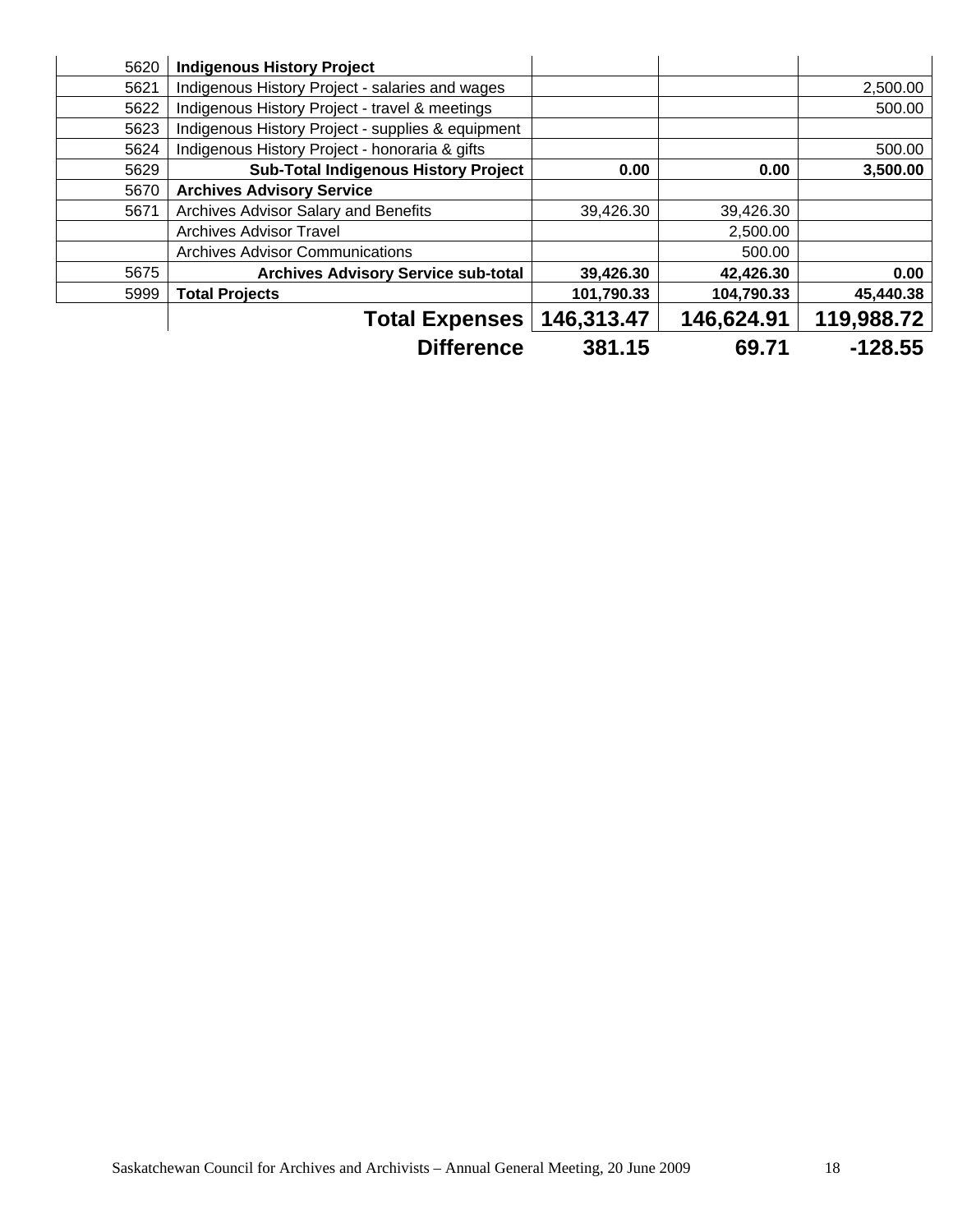| | | | | |
|---|---|---|---|---|
| 5620 | **Indigenous History Project** | | | |
| 5621 | Indigenous History Project - salaries and wages | | | 2,500.00 |
| 5622 | Indigenous History Project - travel & meetings | | | 500.00 |
| 5623 | Indigenous History Project - supplies & equipment | | | |
| 5624 | Indigenous History Project - honoraria & gifts | | | 500.00 |
| 5629 | **Sub-Total Indigenous History Project** | **0.00** | **0.00** | **3,500.00** |
| 5670 | **Archives Advisory Service** | | | |
| 5671 | Archives Advisor Salary and Benefits | 39,426.30 | 39,426.30 | |
| | Archives Advisor Travel | | 2,500.00 | |
| | Archives Advisor Communications | | 500.00 | |
| 5675 | **Archives Advisory Service sub-total** | **39,426.30** | **42,426.30** | **0.00** |
| 5999 | **Total Projects** | **101,790.33** | **104,790.33** | **45,440.38** |
| | **Total Expenses** | **146,313.47** | **146,624.91** | **119,988.72** |
| | **Difference** | **381.15** | **69.71** | **-128.55** |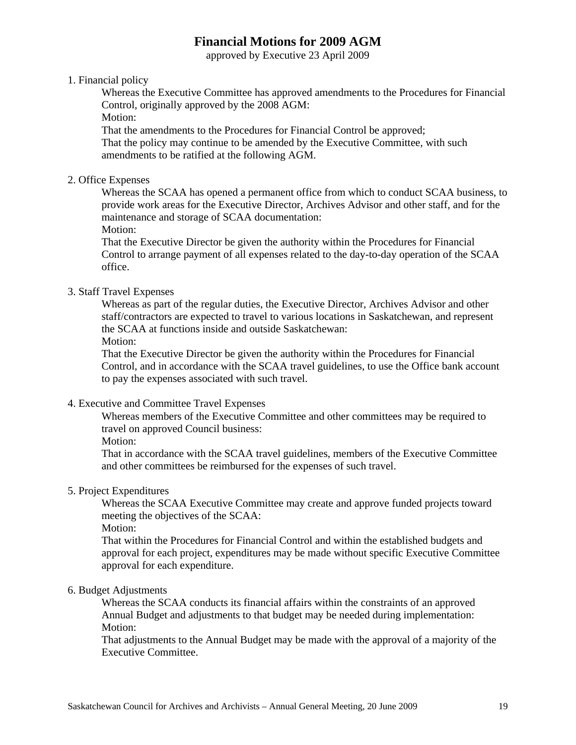# Financial Motions for 2009 AGM

approved by Executive 23 April 2009

1. Financial policy

   Whereas the Executive Committee has approved amendments to the Procedures for Financial Control, originally approved by the 2008 AGM:

   Motion:

   That the amendments to the Procedures for Financial Control be approved;

   That the policy may continue to be amended by the Executive Committee, with such amendments to be ratified at the following AGM.

2. Office Expenses

   Whereas the SCAA has opened a permanent office from which to conduct SCAA business, to provide work areas for the Executive Director, Archives Advisor and other staff, and for the maintenance and storage of SCAA documentation:

   Motion:

   That the Executive Director be given the authority within the Procedures for Financial Control to arrange payment of all expenses related to the day-to-day operation of the SCAA office.

3. Staff Travel Expenses

   Whereas as part of the regular duties, the Executive Director, Archives Advisor and other staff/contractors are expected to travel to various locations in Saskatchewan, and represent the SCAA at functions inside and outside Saskatchewan:

   Motion:

   That the Executive Director be given the authority within the Procedures for Financial Control, and in accordance with the SCAA travel guidelines, to use the Office bank account to pay the expenses associated with such travel.

4. Executive and Committee Travel Expenses

   Whereas members of the Executive Committee and other committees may be required to travel on approved Council business:

   Motion:

   That in accordance with the SCAA travel guidelines, members of the Executive Committee and other committees be reimbursed for the expenses of such travel.

5. Project Expenditures

   Whereas the SCAA Executive Committee may create and approve funded projects toward meeting the objectives of the SCAA:

   Motion:

   That within the Procedures for Financial Control and within the established budgets and approval for each project, expenditures may be made without specific Executive Committee approval for each expenditure.

6. Budget Adjustments

   Whereas the SCAA conducts its financial affairs within the constraints of an approved Annual Budget and adjustments to that budget may be needed during implementation:

   Motion:

   That adjustments to the Annual Budget may be made with the approval of a majority of the Executive Committee.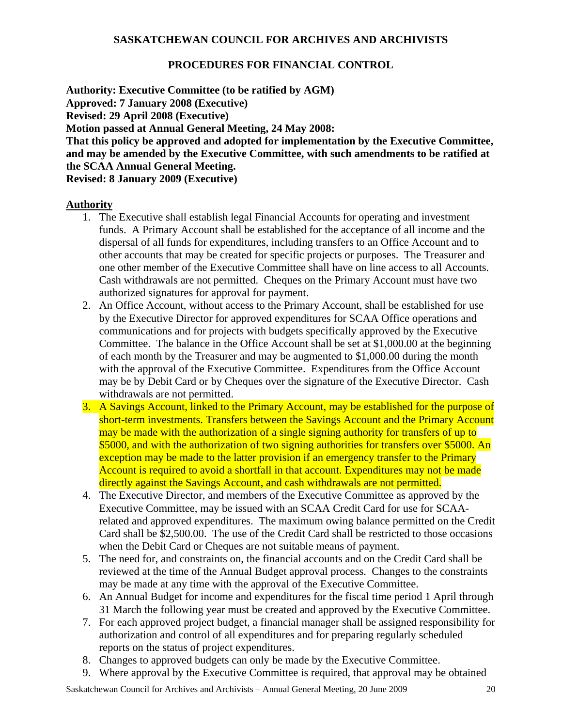**SASKATCHEWAN COUNCIL FOR ARCHIVES AND ARCHIVISTS**

**PROCEDURES FOR FINANCIAL CONTROL**

**Authority: Executive Committee (to be ratified by AGM)**
**Approved: 7 January 2008 (Executive)**
**Revised: 29 April 2008 (Executive)**
**Motion passed at Annual General Meeting, 24 May 2008:**
**That this policy be approved and adopted for implementation by the Executive Committee, and may be amended by the Executive Committee, with such amendments to be ratified at the SCAA Annual General Meeting.**
**Revised: 8 January 2009 (Executive)**

## Authority

1. The Executive shall establish legal Financial Accounts for operating and investment funds. A Primary Account shall be established for the acceptance of all income and the dispersal of all funds for expenditures, including transfers to an Office Account and to other accounts that may be created for specific projects or purposes. The Treasurer and one other member of the Executive Committee shall have on line access to all Accounts. Cash withdrawals are not permitted. Cheques on the Primary Account must have two authorized signatures for approval for payment.
2. An Office Account, without access to the Primary Account, shall be established for use by the Executive Director for approved expenditures for SCAA Office operations and communications and for projects with budgets specifically approved by the Executive Committee. The balance in the Office Account shall be set at $1,000.00 at the beginning of each month by the Treasurer and may be augmented to $1,000.00 during the month with the approval of the Executive Committee. Expenditures from the Office Account may be by Debit Card or by Cheques over the signature of the Executive Director. Cash withdrawals are not permitted.
3. A Savings Account, linked to the Primary Account, may be established for the purpose of short-term investments. Transfers between the Savings Account and the Primary Account may be made with the authorization of a single signing authority for transfers of up to $5000, and with the authorization of two signing authorities for transfers over $5000. An exception may be made to the latter provision if an emergency transfer to the Primary Account is required to avoid a shortfall in that account. Expenditures may not be made directly against the Savings Account, and cash withdrawals are not permitted.
4. The Executive Director, and members of the Executive Committee as approved by the Executive Committee, may be issued with an SCAA Credit Card for use for SCAA-related and approved expenditures. The maximum owing balance permitted on the Credit Card shall be $2,500.00. The use of the Credit Card shall be restricted to those occasions when the Debit Card or Cheques are not suitable means of payment.
5. The need for, and constraints on, the financial accounts and on the Credit Card shall be reviewed at the time of the Annual Budget approval process. Changes to the constraints may be made at any time with the approval of the Executive Committee.
6. An Annual Budget for income and expenditures for the fiscal time period 1 April through 31 March the following year must be created and approved by the Executive Committee.
7. For each approved project budget, a financial manager shall be assigned responsibility for authorization and control of all expenditures and for preparing regularly scheduled reports on the status of project expenditures.
8. Changes to approved budgets can only be made by the Executive Committee.
9. Where approval by the Executive Committee is required, that approval may be obtained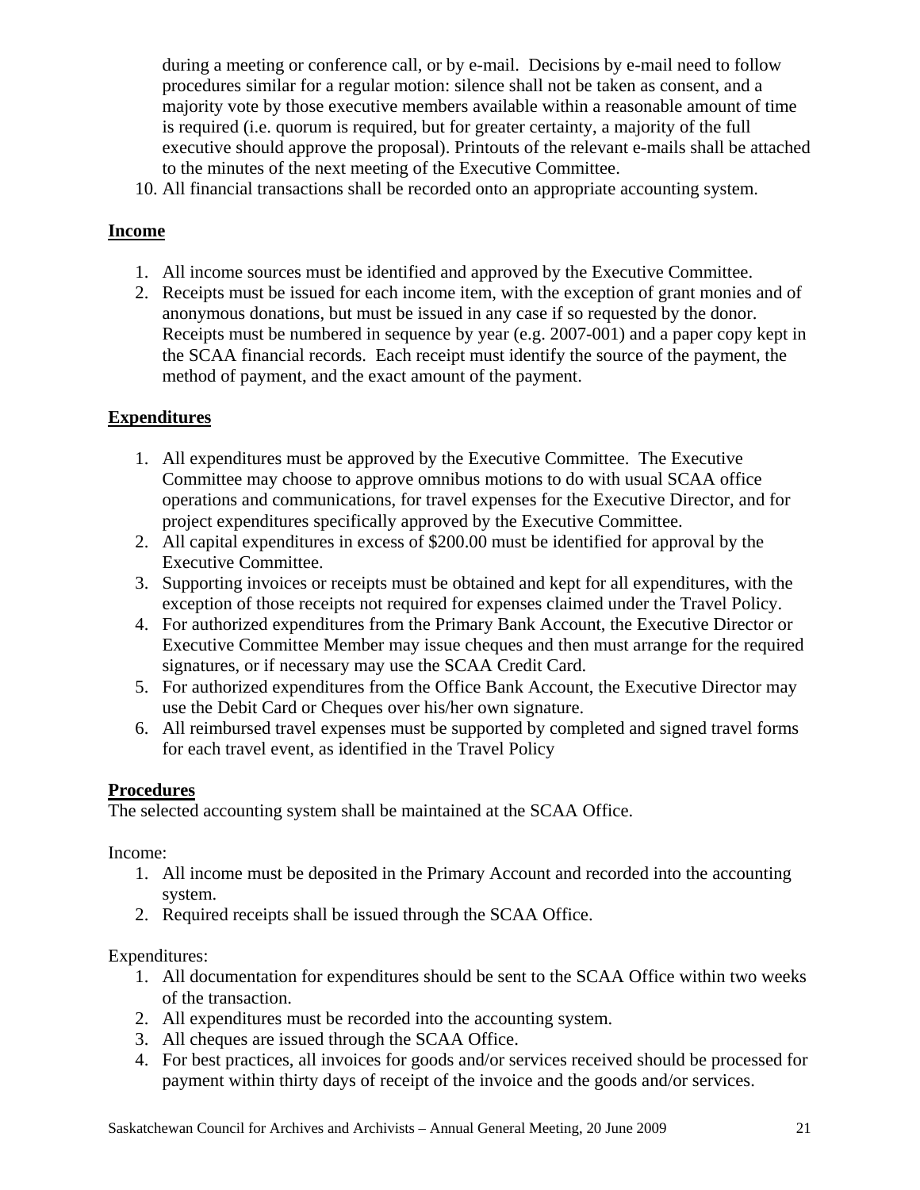during a meeting or conference call, or by e-mail. Decisions by e-mail need to follow procedures similar for a regular motion: silence shall not be taken as consent, and a majority vote by those executive members available within a reasonable amount of time is required (i.e. quorum is required, but for greater certainty, a majority of the full executive should approve the proposal). Printouts of the relevant e-mails shall be attached to the minutes of the next meeting of the Executive Committee.

10. All financial transactions shall be recorded onto an appropriate accounting system.

## Income

1. All income sources must be identified and approved by the Executive Committee.
2. Receipts must be issued for each income item, with the exception of grant monies and of anonymous donations, but must be issued in any case if so requested by the donor. Receipts must be numbered in sequence by year (e.g. 2007-001) and a paper copy kept in the SCAA financial records. Each receipt must identify the source of the payment, the method of payment, and the exact amount of the payment.

## Expenditures

1. All expenditures must be approved by the Executive Committee. The Executive Committee may choose to approve omnibus motions to do with usual SCAA office operations and communications, for travel expenses for the Executive Director, and for project expenditures specifically approved by the Executive Committee.
2. All capital expenditures in excess of $200.00 must be identified for approval by the Executive Committee.
3. Supporting invoices or receipts must be obtained and kept for all expenditures, with the exception of those receipts not required for expenses claimed under the Travel Policy.
4. For authorized expenditures from the Primary Bank Account, the Executive Director or Executive Committee Member may issue cheques and then must arrange for the required signatures, or if necessary may use the SCAA Credit Card.
5. For authorized expenditures from the Office Bank Account, the Executive Director may use the Debit Card or Cheques over his/her own signature.
6. All reimbursed travel expenses must be supported by completed and signed travel forms for each travel event, as identified in the Travel Policy

## Procedures

The selected accounting system shall be maintained at the SCAA Office.

Income:

1. All income must be deposited in the Primary Account and recorded into the accounting system.
2. Required receipts shall be issued through the SCAA Office.

Expenditures:

1. All documentation for expenditures should be sent to the SCAA Office within two weeks of the transaction.
2. All expenditures must be recorded into the accounting system.
3. All cheques are issued through the SCAA Office.
4. For best practices, all invoices for goods and/or services received should be processed for payment within thirty days of receipt of the invoice and the goods and/or services.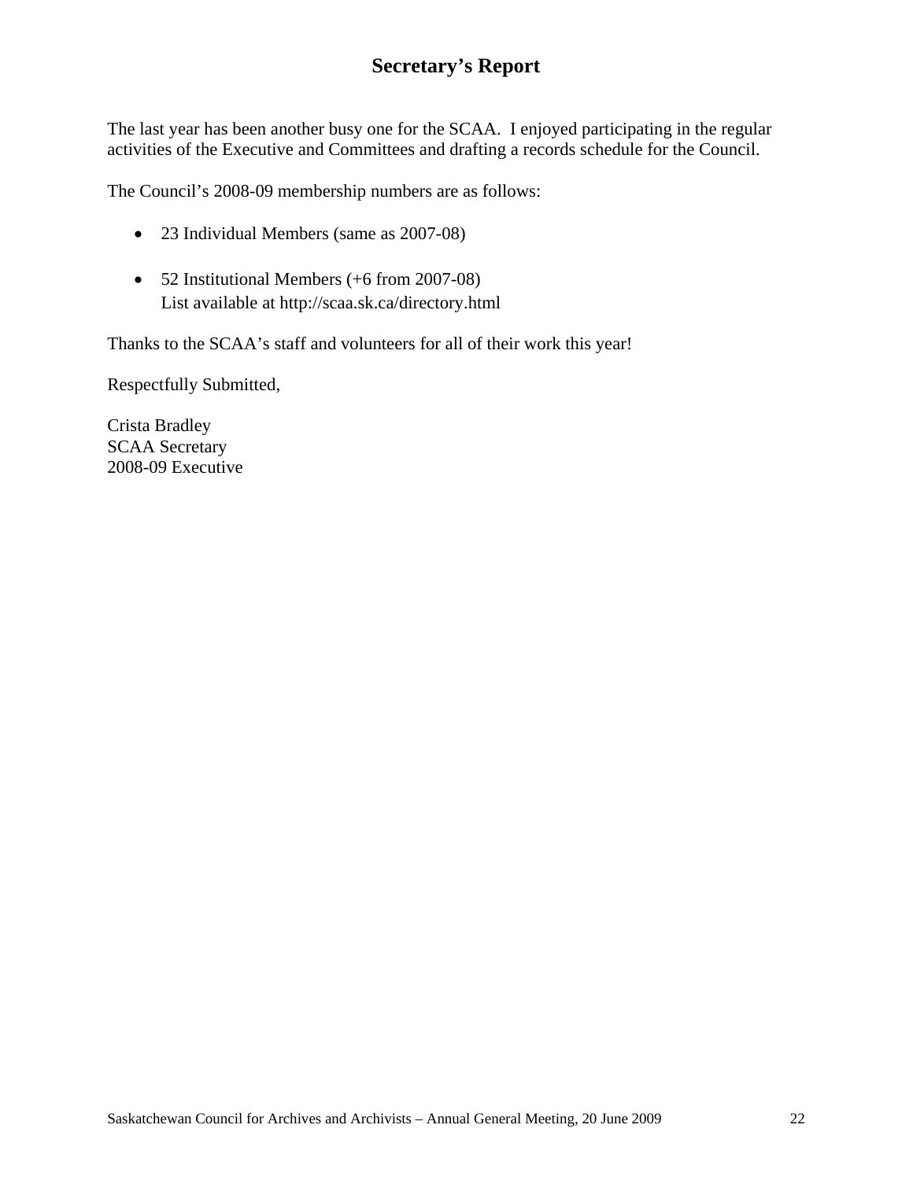# Secretary's Report

The last year has been another busy one for the SCAA. I enjoyed participating in the regular activities of the Executive and Committees and drafting a records schedule for the Council.

The Council's 2008-09 membership numbers are as follows:

- 23 Individual Members (same as 2007-08)
- 52 Institutional Members (+6 from 2007-08)
  List available at http://scaa.sk.ca/directory.html

Thanks to the SCAA's staff and volunteers for all of their work this year!

Respectfully Submitted,

Crista Bradley
SCAA Secretary
2008-09 Executive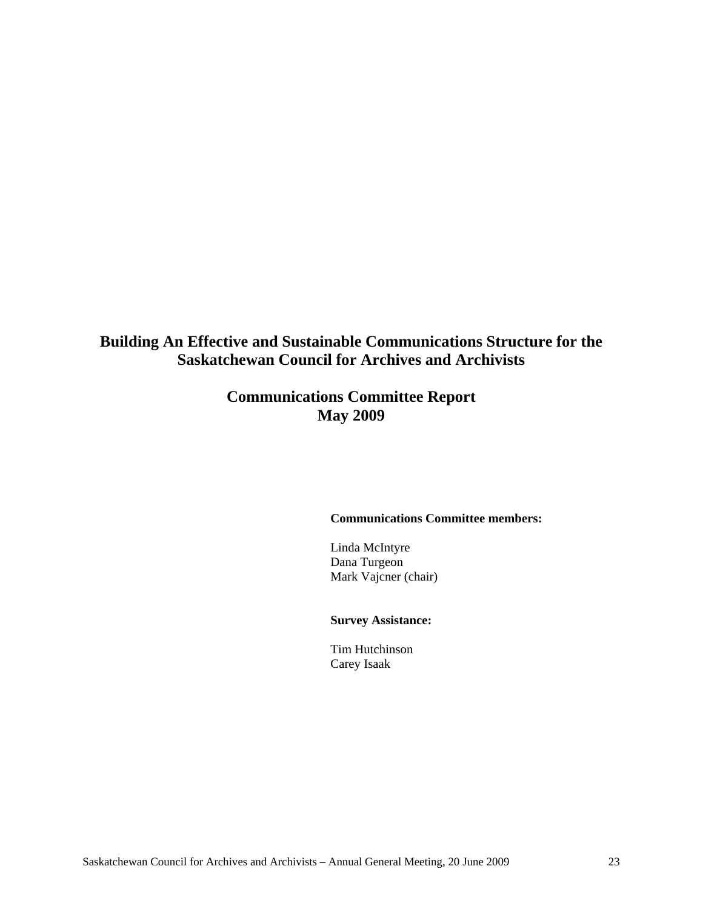# Building An Effective and Sustainable Communications Structure for the Saskatchewan Council for Archives and Archivists

## Communications Committee Report
## May 2009

**Communications Committee members:**

Linda McIntyre
Dana Turgeon
Mark Vajcner (chair)

**Survey Assistance:**

Tim Hutchinson
Carey Isaak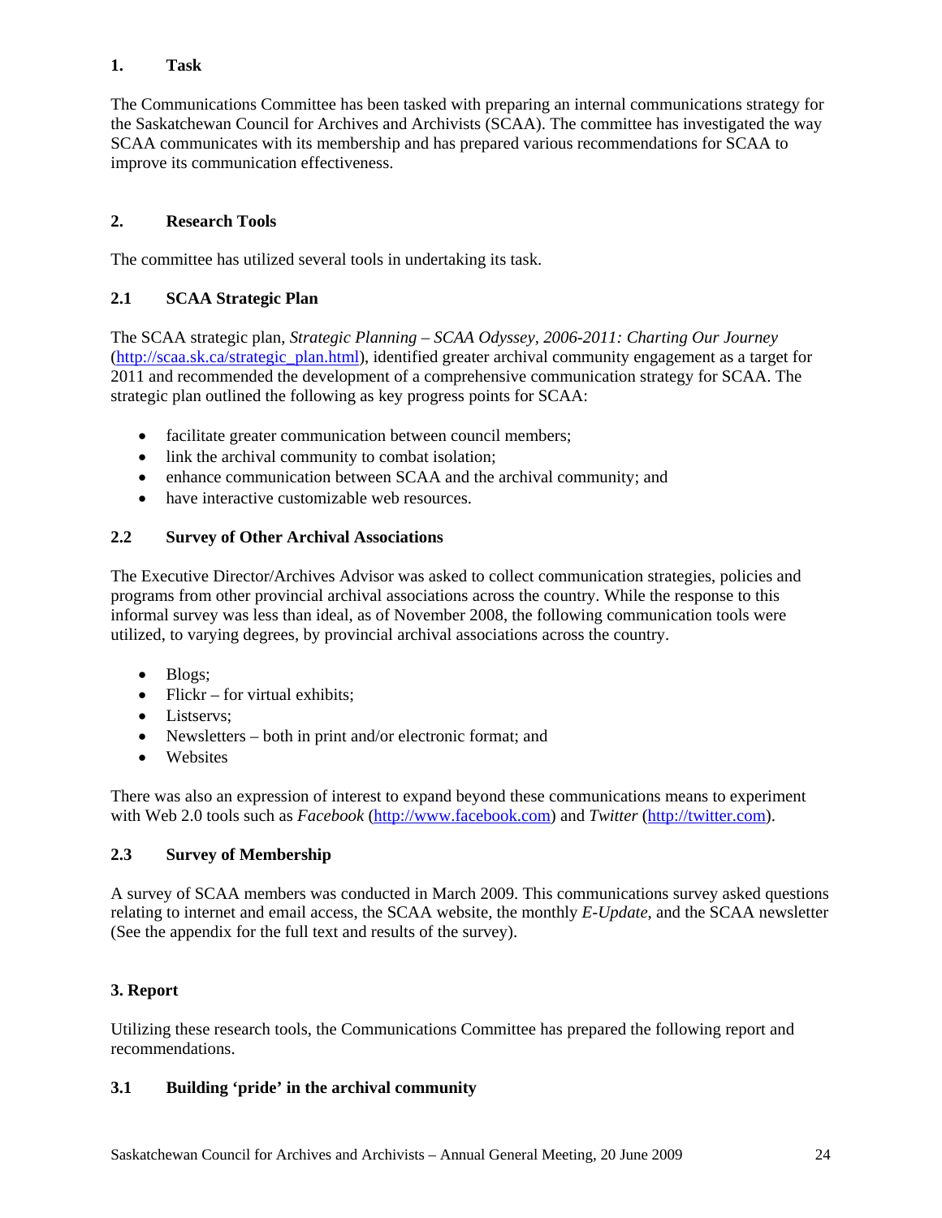## 1. Task

The Communications Committee has been tasked with preparing an internal communications strategy for the Saskatchewan Council for Archives and Archivists (SCAA). The committee has investigated the way SCAA communicates with its membership and has prepared various recommendations for SCAA to improve its communication effectiveness.

## 2. Research Tools

The committee has utilized several tools in undertaking its task.

### 2.1 SCAA Strategic Plan

The SCAA strategic plan, *Strategic Planning – SCAA Odyssey, 2006-2011: Charting Our Journey* (http://scaa.sk.ca/strategic_plan.html), identified greater archival community engagement as a target for 2011 and recommended the development of a comprehensive communication strategy for SCAA. The strategic plan outlined the following as key progress points for SCAA:

- facilitate greater communication between council members;
- link the archival community to combat isolation;
- enhance communication between SCAA and the archival community; and
- have interactive customizable web resources.

### 2.2 Survey of Other Archival Associations

The Executive Director/Archives Advisor was asked to collect communication strategies, policies and programs from other provincial archival associations across the country. While the response to this informal survey was less than ideal, as of November 2008, the following communication tools were utilized, to varying degrees, by provincial archival associations across the country.

- Blogs;
- Flickr – for virtual exhibits;
- Listservs;
- Newsletters – both in print and/or electronic format; and
- Websites

There was also an expression of interest to expand beyond these communications means to experiment with Web 2.0 tools such as *Facebook* (http://www.facebook.com) and *Twitter* (http://twitter.com).

### 2.3 Survey of Membership

A survey of SCAA members was conducted in March 2009. This communications survey asked questions relating to internet and email access, the SCAA website, the monthly *E-Update*, and the SCAA newsletter (See the appendix for the full text and results of the survey).

## 3. Report

Utilizing these research tools, the Communications Committee has prepared the following report and recommendations.

### 3.1 Building 'pride' in the archival community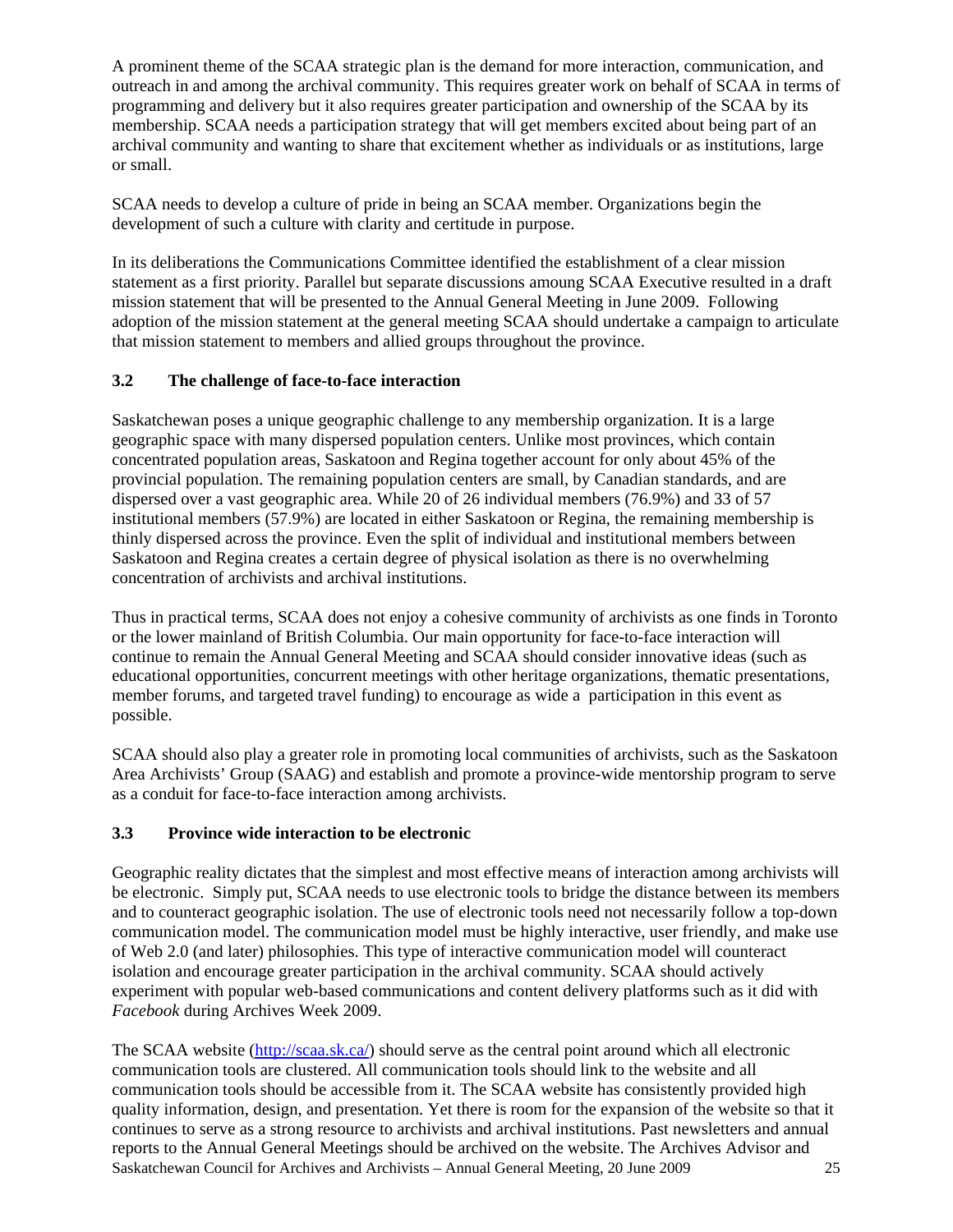A prominent theme of the SCAA strategic plan is the demand for more interaction, communication, and outreach in and among the archival community. This requires greater work on behalf of SCAA in terms of programming and delivery but it also requires greater participation and ownership of the SCAA by its membership. SCAA needs a participation strategy that will get members excited about being part of an archival community and wanting to share that excitement whether as individuals or as institutions, large or small.

SCAA needs to develop a culture of pride in being an SCAA member. Organizations begin the development of such a culture with clarity and certitude in purpose.

In its deliberations the Communications Committee identified the establishment of a clear mission statement as a first priority. Parallel but separate discussions amoung SCAA Executive resulted in a draft mission statement that will be presented to the Annual General Meeting in June 2009. Following adoption of the mission statement at the general meeting SCAA should undertake a campaign to articulate that mission statement to members and allied groups throughout the province.

### 3.2 The challenge of face-to-face interaction

Saskatchewan poses a unique geographic challenge to any membership organization. It is a large geographic space with many dispersed population centers. Unlike most provinces, which contain concentrated population areas, Saskatoon and Regina together account for only about 45% of the provincial population. The remaining population centers are small, by Canadian standards, and are dispersed over a vast geographic area. While 20 of 26 individual members (76.9%) and 33 of 57 institutional members (57.9%) are located in either Saskatoon or Regina, the remaining membership is thinly dispersed across the province. Even the split of individual and institutional members between Saskatoon and Regina creates a certain degree of physical isolation as there is no overwhelming concentration of archivists and archival institutions.

Thus in practical terms, SCAA does not enjoy a cohesive community of archivists as one finds in Toronto or the lower mainland of British Columbia. Our main opportunity for face-to-face interaction will continue to remain the Annual General Meeting and SCAA should consider innovative ideas (such as educational opportunities, concurrent meetings with other heritage organizations, thematic presentations, member forums, and targeted travel funding) to encourage as wide a participation in this event as possible.

SCAA should also play a greater role in promoting local communities of archivists, such as the Saskatoon Area Archivists' Group (SAAG) and establish and promote a province-wide mentorship program to serve as a conduit for face-to-face interaction among archivists.

### 3.3 Province wide interaction to be electronic

Geographic reality dictates that the simplest and most effective means of interaction among archivists will be electronic. Simply put, SCAA needs to use electronic tools to bridge the distance between its members and to counteract geographic isolation. The use of electronic tools need not necessarily follow a top-down communication model. The communication model must be highly interactive, user friendly, and make use of Web 2.0 (and later) philosophies. This type of interactive communication model will counteract isolation and encourage greater participation in the archival community. SCAA should actively experiment with popular web-based communications and content delivery platforms such as it did with *Facebook* during Archives Week 2009.

The SCAA website (http://scaa.sk.ca/) should serve as the central point around which all electronic communication tools are clustered. All communication tools should link to the website and all communication tools should be accessible from it. The SCAA website has consistently provided high quality information, design, and presentation. Yet there is room for the expansion of the website so that it continues to serve as a strong resource to archivists and archival institutions. Past newsletters and annual reports to the Annual General Meetings should be archived on the website. The Archives Advisor and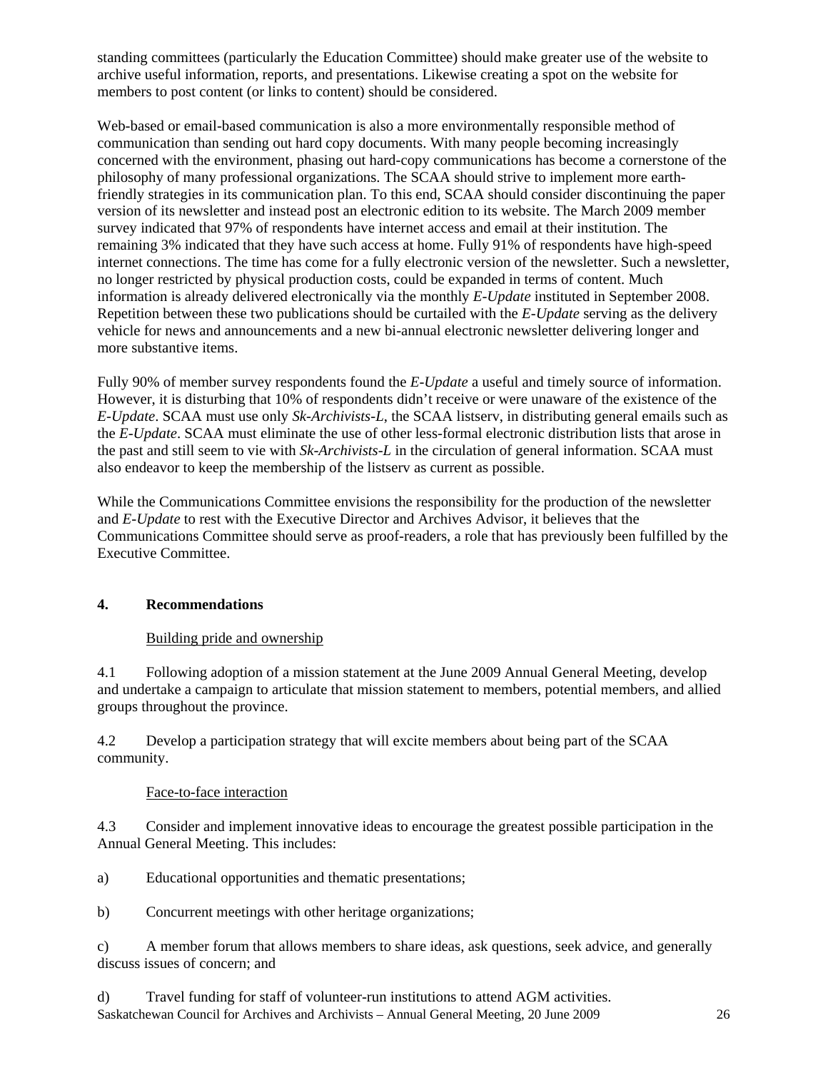standing committees (particularly the Education Committee) should make greater use of the website to archive useful information, reports, and presentations. Likewise creating a spot on the website for members to post content (or links to content) should be considered.

Web-based or email-based communication is also a more environmentally responsible method of communication than sending out hard copy documents. With many people becoming increasingly concerned with the environment, phasing out hard-copy communications has become a cornerstone of the philosophy of many professional organizations. The SCAA should strive to implement more earth-friendly strategies in its communication plan. To this end, SCAA should consider discontinuing the paper version of its newsletter and instead post an electronic edition to its website. The March 2009 member survey indicated that 97% of respondents have internet access and email at their institution. The remaining 3% indicated that they have such access at home. Fully 91% of respondents have high-speed internet connections. The time has come for a fully electronic version of the newsletter. Such a newsletter, no longer restricted by physical production costs, could be expanded in terms of content. Much information is already delivered electronically via the monthly *E-Update* instituted in September 2008. Repetition between these two publications should be curtailed with the *E-Update* serving as the delivery vehicle for news and announcements and a new bi-annual electronic newsletter delivering longer and more substantive items.

Fully 90% of member survey respondents found the *E-Update* a useful and timely source of information. However, it is disturbing that 10% of respondents didn't receive or were unaware of the existence of the *E-Update*. SCAA must use only *Sk-Archivists-L*, the SCAA listserv, in distributing general emails such as the *E-Update*. SCAA must eliminate the use of other less-formal electronic distribution lists that arose in the past and still seem to vie with *Sk-Archivists-L* in the circulation of general information. SCAA must also endeavor to keep the membership of the listserv as current as possible.

While the Communications Committee envisions the responsibility for the production of the newsletter and *E-Update* to rest with the Executive Director and Archives Advisor, it believes that the Communications Committee should serve as proof-readers, a role that has previously been fulfilled by the Executive Committee.

## 4. Recommendations

<u>Building pride and ownership</u>

4.1 Following adoption of a mission statement at the June 2009 Annual General Meeting, develop and undertake a campaign to articulate that mission statement to members, potential members, and allied groups throughout the province.

4.2 Develop a participation strategy that will excite members about being part of the SCAA community.

<u>Face-to-face interaction</u>

4.3 Consider and implement innovative ideas to encourage the greatest possible participation in the Annual General Meeting. This includes:

a) Educational opportunities and thematic presentations;

b) Concurrent meetings with other heritage organizations;

c) A member forum that allows members to share ideas, ask questions, seek advice, and generally discuss issues of concern; and

d) Travel funding for staff of volunteer-run institutions to attend AGM activities.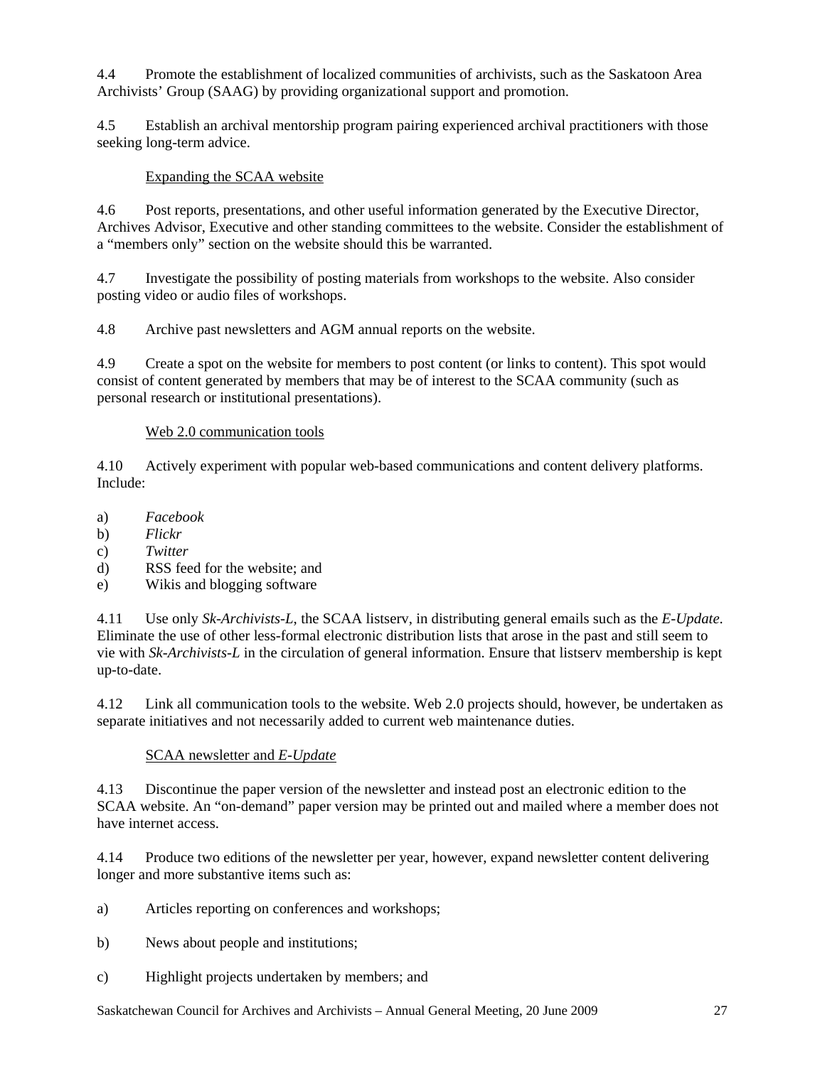4.4 Promote the establishment of localized communities of archivists, such as the Saskatoon Area Archivists' Group (SAAG) by providing organizational support and promotion.

4.5 Establish an archival mentorship program pairing experienced archival practitioners with those seeking long-term advice.

Expanding the SCAA website

4.6 Post reports, presentations, and other useful information generated by the Executive Director, Archives Advisor, Executive and other standing committees to the website. Consider the establishment of a "members only" section on the website should this be warranted.

4.7 Investigate the possibility of posting materials from workshops to the website. Also consider posting video or audio files of workshops.

4.8 Archive past newsletters and AGM annual reports on the website.

4.9 Create a spot on the website for members to post content (or links to content). This spot would consist of content generated by members that may be of interest to the SCAA community (such as personal research or institutional presentations).

Web 2.0 communication tools

4.10 Actively experiment with popular web-based communications and content delivery platforms. Include:

a) *Facebook*
b) *Flickr*
c) *Twitter*
d) RSS feed for the website; and
e) Wikis and blogging software

4.11 Use only *Sk-Archivists-L*, the SCAA listserv, in distributing general emails such as the *E-Update*. Eliminate the use of other less-formal electronic distribution lists that arose in the past and still seem to vie with *Sk-Archivists-L* in the circulation of general information. Ensure that listserv membership is kept up-to-date.

4.12 Link all communication tools to the website. Web 2.0 projects should, however, be undertaken as separate initiatives and not necessarily added to current web maintenance duties.

SCAA newsletter and *E-Update*

4.13 Discontinue the paper version of the newsletter and instead post an electronic edition to the SCAA website. An "on-demand" paper version may be printed out and mailed where a member does not have internet access.

4.14 Produce two editions of the newsletter per year, however, expand newsletter content delivering longer and more substantive items such as:

a) Articles reporting on conferences and workshops;

b) News about people and institutions;

c) Highlight projects undertaken by members; and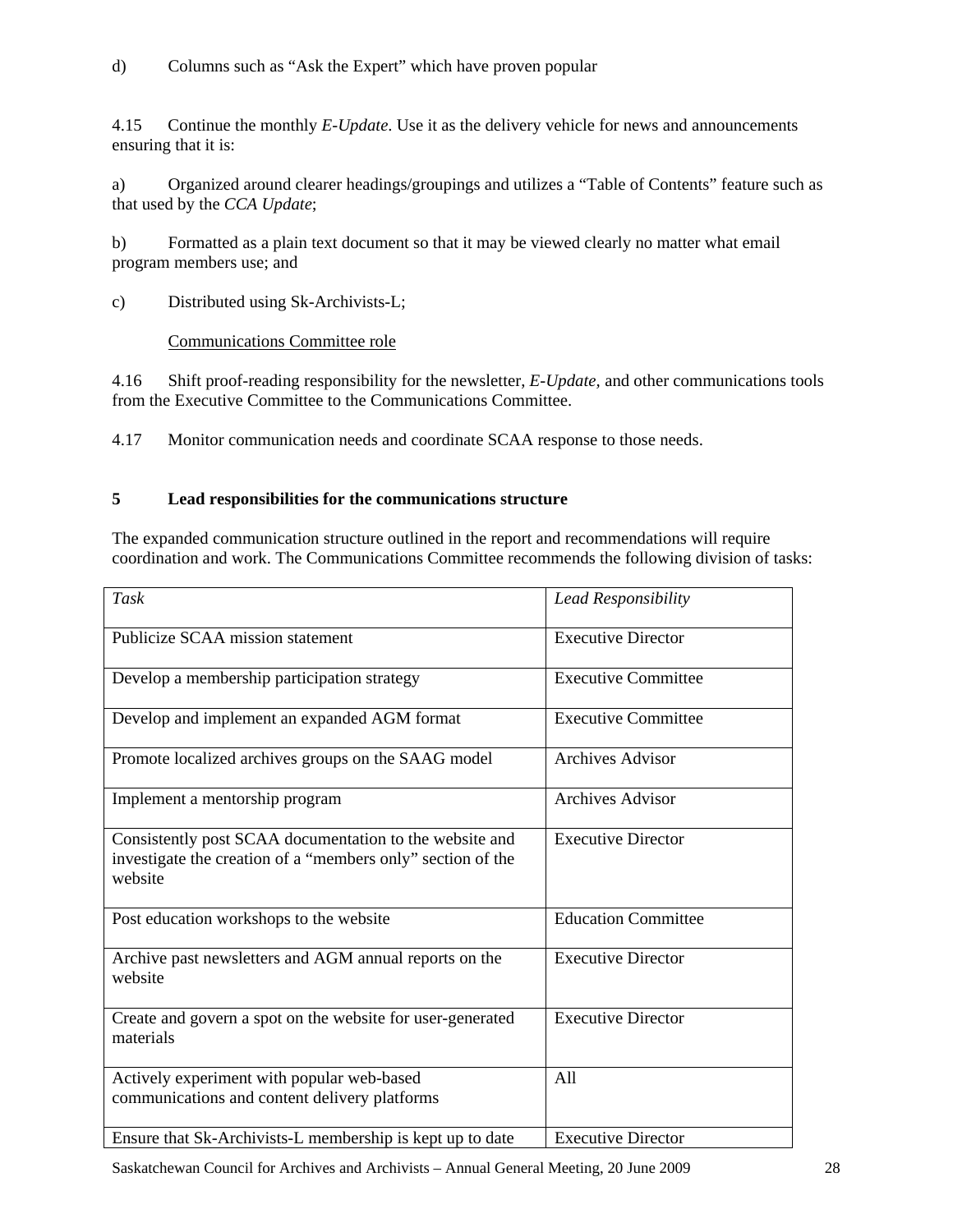d) Columns such as “Ask the Expert” which have proven popular

4.15 Continue the monthly *E-Update*. Use it as the delivery vehicle for news and announcements ensuring that it is:

a) Organized around clearer headings/groupings and utilizes a “Table of Contents” feature such as that used by the *CCA Update*;

b) Formatted as a plain text document so that it may be viewed clearly no matter what email program members use; and

c) Distributed using Sk-Archivists-L;

<u>Communications Committee role</u>

4.16 Shift proof-reading responsibility for the newsletter, *E-Update,* and other communications tools from the Executive Committee to the Communications Committee.

4.17 Monitor communication needs and coordinate SCAA response to those needs.

## 5 Lead responsibilities for the communications structure

The expanded communication structure outlined in the report and recommendations will require coordination and work. The Communications Committee recommends the following division of tasks:

| *Task* | *Lead Responsibility* |
|---|---|
| Publicize SCAA mission statement | Executive Director |
| Develop a membership participation strategy | Executive Committee |
| Develop and implement an expanded AGM format | Executive Committee |
| Promote localized archives groups on the SAAG model | Archives Advisor |
| Implement a mentorship program | Archives Advisor |
| Consistently post SCAA documentation to the website and investigate the creation of a “members only” section of the website | Executive Director |
| Post education workshops to the website | Education Committee |
| Archive past newsletters and AGM annual reports on the website | Executive Director |
| Create and govern a spot on the website for user-generated materials | Executive Director |
| Actively experiment with popular web-based communications and content delivery platforms | All |
| Ensure that Sk-Archivists-L membership is kept up to date | Executive Director |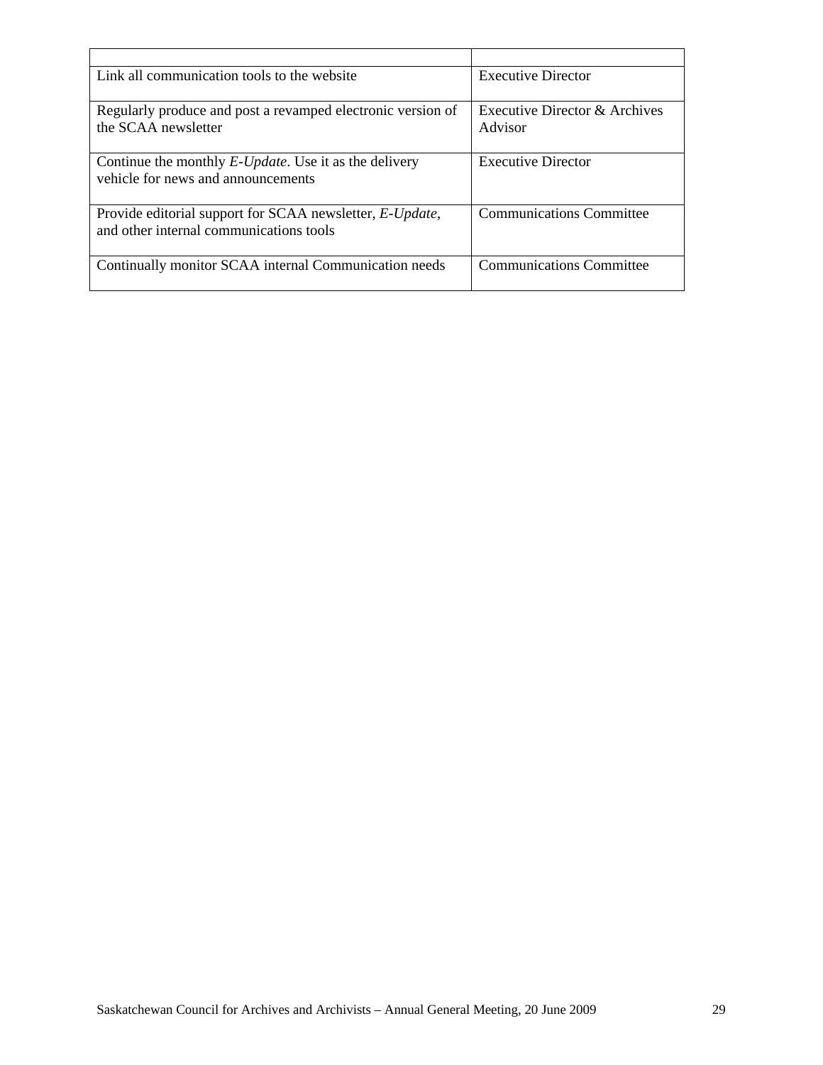| | |
|---|---|
| Link all communication tools to the website | Executive Director |
| Regularly produce and post a revamped electronic version of the SCAA newsletter | Executive Director & Archives Advisor |
| Continue the monthly *E-Update*. Use it as the delivery vehicle for news and announcements | Executive Director |
| Provide editorial support for SCAA newsletter, *E-Update*, and other internal communications tools | Communications Committee |
| Continually monitor SCAA internal Communication needs | Communications Committee |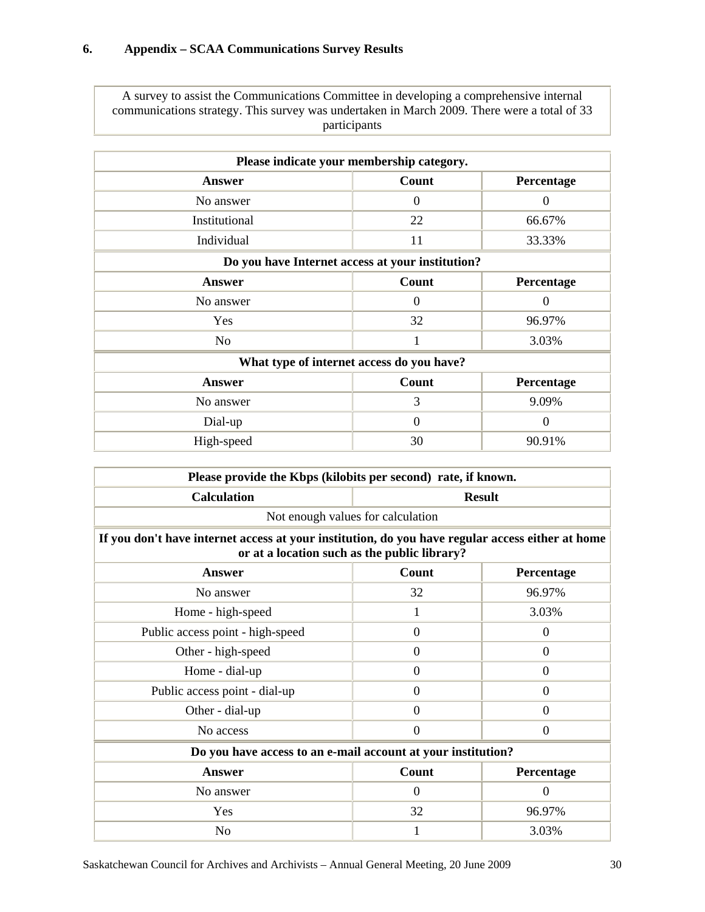## 6. Appendix – SCAA Communications Survey Results

| A survey to assist the Communications Committee in developing a comprehensive internal communications strategy. This survey was undertaken in March 2009. There were a total of 33 participants |
|---|

| Please indicate your membership category. | | |
|---|---|---|
| **Answer** | **Count** | **Percentage** |
| No answer | 0 | 0 |
| Institutional | 22 | 66.67% |
| Individual | 11 | 33.33% |
| **Do you have Internet access at your institution?** | | |
| **Answer** | **Count** | **Percentage** |
| No answer | 0 | 0 |
| Yes | 32 | 96.97% |
| No | 1 | 3.03% |
| **What type of internet access do you have?** | | |
| **Answer** | **Count** | **Percentage** |
| No answer | 3 | 9.09% |
| Dial-up | 0 | 0 |
| High-speed | 30 | 90.91% |

| Please provide the Kbps (kilobits per second) rate, if known. | | |
|---|---|---|
| **Calculation** | **Result** | |
| Not enough values for calculation | | |
| **If you don't have internet access at your institution, do you have regular access either at home or at a location such as the public library?** | | |
| **Answer** | **Count** | **Percentage** |
| No answer | 32 | 96.97% |
| Home - high-speed | 1 | 3.03% |
| Public access point - high-speed | 0 | 0 |
| Other - high-speed | 0 | 0 |
| Home - dial-up | 0 | 0 |
| Public access point - dial-up | 0 | 0 |
| Other - dial-up | 0 | 0 |
| No access | 0 | 0 |
| **Do you have access to an e-mail account at your institution?** | | |
| **Answer** | **Count** | **Percentage** |
| No answer | 0 | 0 |
| Yes | 32 | 96.97% |
| No | 1 | 3.03% |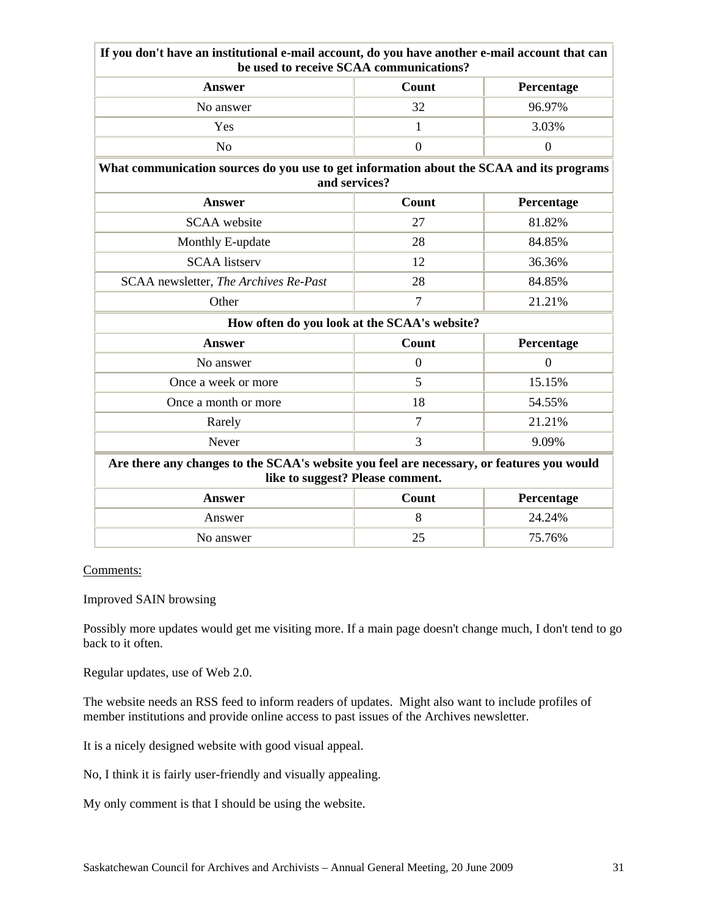| If you don't have an institutional e-mail account, do you have another e-mail account that can be used to receive SCAA communications? | | |
|---|---|---|
| **Answer** | **Count** | **Percentage** |
| No answer | 32 | 96.97% |
| Yes | 1 | 3.03% |
| No | 0 | 0 |

| What communication sources do you use to get information about the SCAA and its programs and services? | | |
|---|---|---|
| **Answer** | **Count** | **Percentage** |
| SCAA website | 27 | 81.82% |
| Monthly E-update | 28 | 84.85% |
| SCAA listserv | 12 | 36.36% |
| SCAA newsletter, *The Archives Re-Past* | 28 | 84.85% |
| Other | 7 | 21.21% |

| How often do you look at the SCAA's website? | | |
|---|---|---|
| **Answer** | **Count** | **Percentage** |
| No answer | 0 | 0 |
| Once a week or more | 5 | 15.15% |
| Once a month or more | 18 | 54.55% |
| Rarely | 7 | 21.21% |
| Never | 3 | 9.09% |

| Are there any changes to the SCAA's website you feel are necessary, or features you would like to suggest? Please comment. | | |
|---|---|---|
| **Answer** | **Count** | **Percentage** |
| Answer | 8 | 24.24% |
| No answer | 25 | 75.76% |

Comments:

Improved SAIN browsing

Possibly more updates would get me visiting more. If a main page doesn't change much, I don't tend to go back to it often.

Regular updates, use of Web 2.0.

The website needs an RSS feed to inform readers of updates. Might also want to include profiles of member institutions and provide online access to past issues of the Archives newsletter.

It is a nicely designed website with good visual appeal.

No, I think it is fairly user-friendly and visually appealing.

My only comment is that I should be using the website.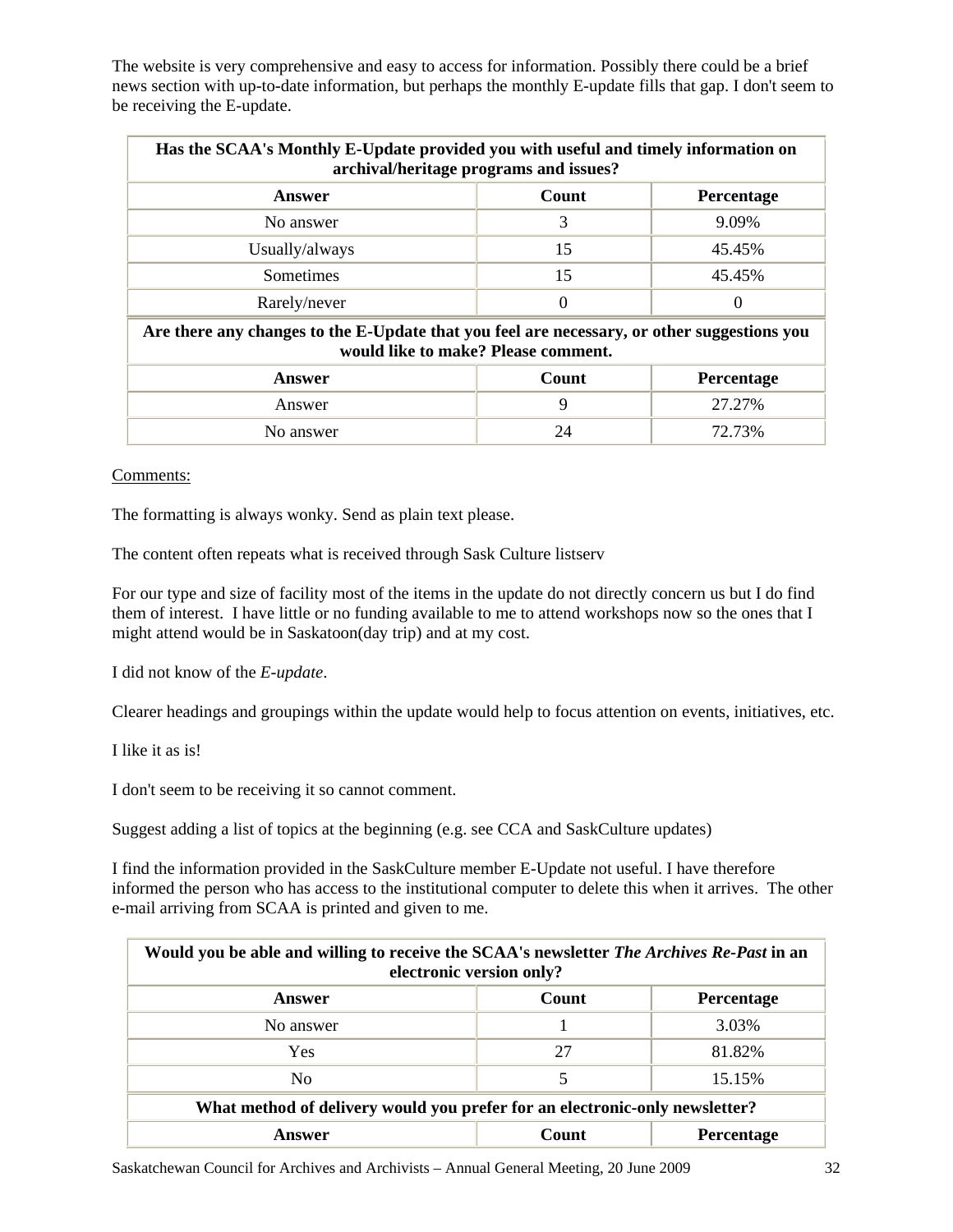The website is very comprehensive and easy to access for information. Possibly there could be a brief news section with up-to-date information, but perhaps the monthly E-update fills that gap. I don't seem to be receiving the E-update.

| Has the SCAA's Monthly E-Update provided you with useful and timely information on archival/heritage programs and issues? | | |
|---|---|---|
| **Answer** | **Count** | **Percentage** |
| No answer | 3 | 9.09% |
| Usually/always | 15 | 45.45% |
| Sometimes | 15 | 45.45% |
| Rarely/never | 0 | 0 |

| Are there any changes to the E-Update that you feel are necessary, or other suggestions you would like to make? Please comment. | | |
|---|---|---|
| **Answer** | **Count** | **Percentage** |
| Answer | 9 | 27.27% |
| No answer | 24 | 72.73% |

Comments:

The formatting is always wonky. Send as plain text please.

The content often repeats what is received through Sask Culture listserv

For our type and size of facility most of the items in the update do not directly concern us but I do find them of interest. I have little or no funding available to me to attend workshops now so the ones that I might attend would be in Saskatoon(day trip) and at my cost.

I did not know of the *E-update*.

Clearer headings and groupings within the update would help to focus attention on events, initiatives, etc.

I like it as is!

I don't seem to be receiving it so cannot comment.

Suggest adding a list of topics at the beginning (e.g. see CCA and SaskCulture updates)

I find the information provided in the SaskCulture member E-Update not useful. I have therefore informed the person who has access to the institutional computer to delete this when it arrives. The other e-mail arriving from SCAA is printed and given to me.

| Would you be able and willing to receive the SCAA's newsletter *The Archives Re-Past* in an electronic version only? | | |
|---|---|---|
| **Answer** | **Count** | **Percentage** |
| No answer | 1 | 3.03% |
| Yes | 27 | 81.82% |
| No | 5 | 15.15% |

| What method of delivery would you prefer for an electronic-only newsletter? | | |
|---|---|---|
| **Answer** | **Count** | **Percentage** |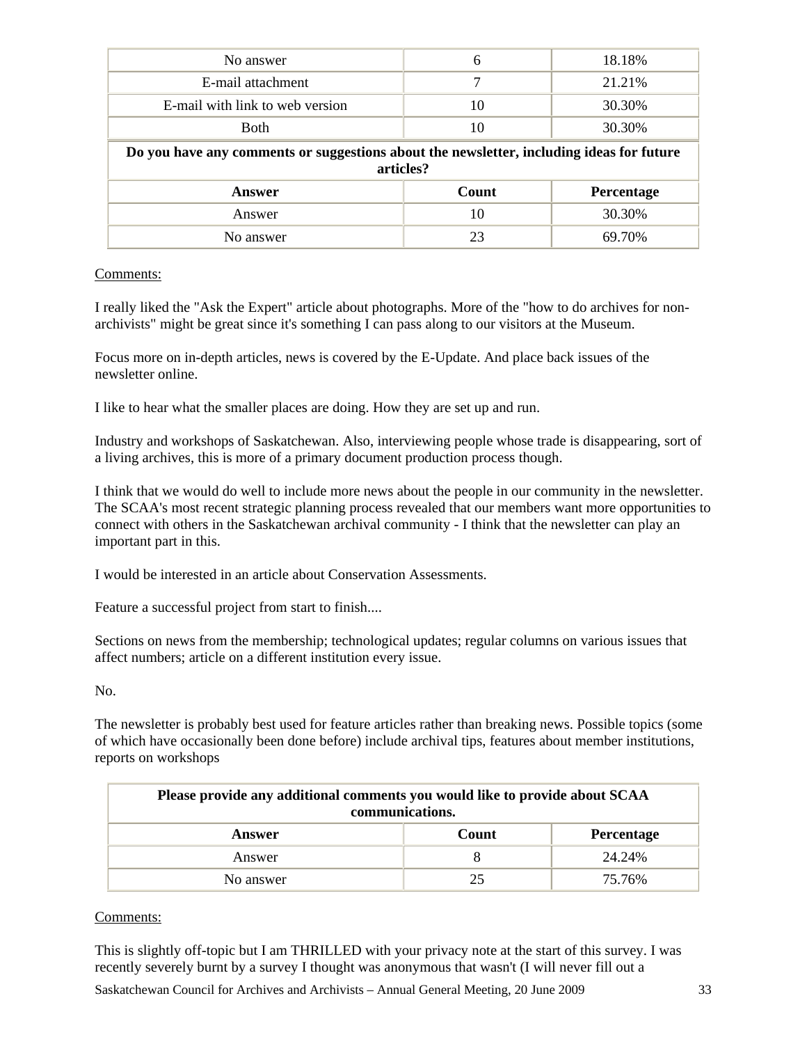| No answer | 6 | 18.18% |
|---|---|---|
| E-mail attachment | 7 | 21.21% |
| E-mail with link to web version | 10 | 30.30% |
| Both | 10 | 30.30% |

| **Do you have any comments or suggestions about the newsletter, including ideas for future articles?** | | |
|---|---|---|
| **Answer** | **Count** | **Percentage** |
| Answer | 10 | 30.30% |
| No answer | 23 | 69.70% |

Comments:

I really liked the "Ask the Expert" article about photographs. More of the "how to do archives for non-archivists" might be great since it's something I can pass along to our visitors at the Museum.

Focus more on in-depth articles, news is covered by the E-Update. And place back issues of the newsletter online.

I like to hear what the smaller places are doing. How they are set up and run.

Industry and workshops of Saskatchewan. Also, interviewing people whose trade is disappearing, sort of a living archives, this is more of a primary document production process though.

I think that we would do well to include more news about the people in our community in the newsletter. The SCAA's most recent strategic planning process revealed that our members want more opportunities to connect with others in the Saskatchewan archival community - I think that the newsletter can play an important part in this.

I would be interested in an article about Conservation Assessments.

Feature a successful project from start to finish....

Sections on news from the membership; technological updates; regular columns on various issues that affect numbers; article on a different institution every issue.

No.

The newsletter is probably best used for feature articles rather than breaking news. Possible topics (some of which have occasionally been done before) include archival tips, features about member institutions, reports on workshops

| **Please provide any additional comments you would like to provide about SCAA communications.** | | |
|---|---|---|
| **Answer** | **Count** | **Percentage** |
| Answer | 8 | 24.24% |
| No answer | 25 | 75.76% |

Comments:

This is slightly off-topic but I am THRILLED with your privacy note at the start of this survey. I was recently severely burnt by a survey I thought was anonymous that wasn't (I will never fill out a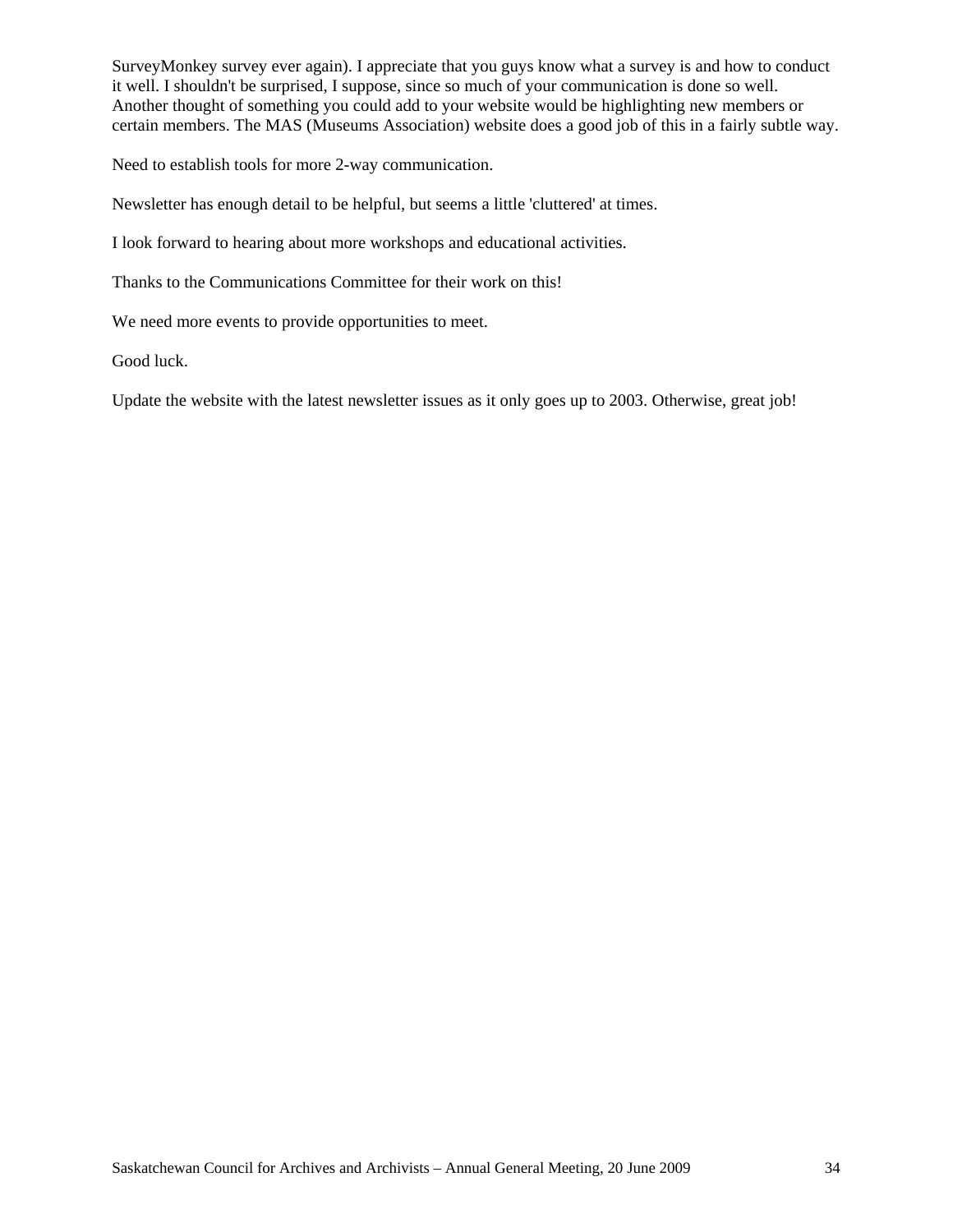SurveyMonkey survey ever again). I appreciate that you guys know what a survey is and how to conduct it well. I shouldn't be surprised, I suppose, since so much of your communication is done so well. Another thought of something you could add to your website would be highlighting new members or certain members. The MAS (Museums Association) website does a good job of this in a fairly subtle way.

Need to establish tools for more 2-way communication.

Newsletter has enough detail to be helpful, but seems a little 'cluttered' at times.

I look forward to hearing about more workshops and educational activities.

Thanks to the Communications Committee for their work on this!

We need more events to provide opportunities to meet.

Good luck.

Update the website with the latest newsletter issues as it only goes up to 2003. Otherwise, great job!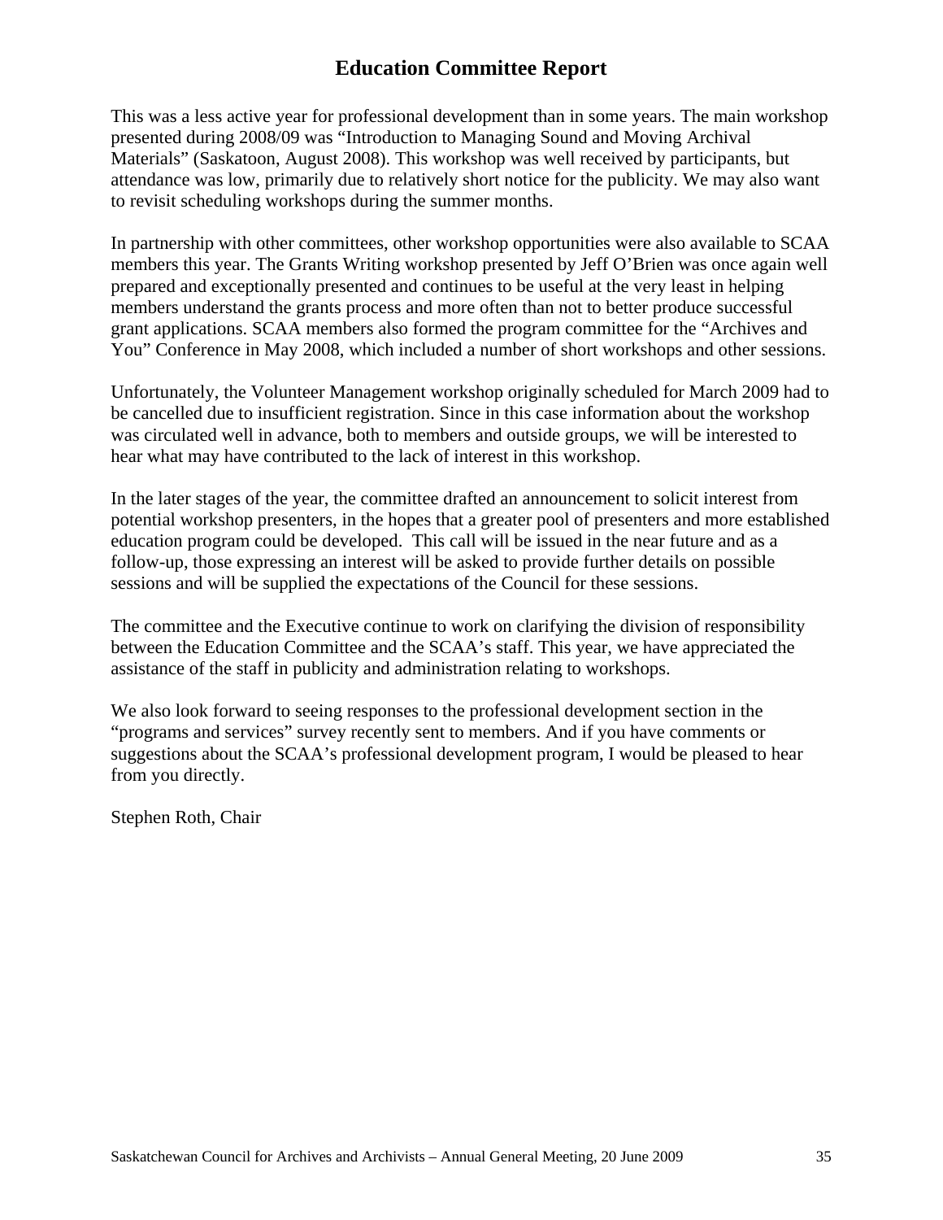# Education Committee Report

This was a less active year for professional development than in some years. The main workshop presented during 2008/09 was "Introduction to Managing Sound and Moving Archival Materials" (Saskatoon, August 2008). This workshop was well received by participants, but attendance was low, primarily due to relatively short notice for the publicity. We may also want to revisit scheduling workshops during the summer months.

In partnership with other committees, other workshop opportunities were also available to SCAA members this year. The Grants Writing workshop presented by Jeff O'Brien was once again well prepared and exceptionally presented and continues to be useful at the very least in helping members understand the grants process and more often than not to better produce successful grant applications. SCAA members also formed the program committee for the "Archives and You" Conference in May 2008, which included a number of short workshops and other sessions.

Unfortunately, the Volunteer Management workshop originally scheduled for March 2009 had to be cancelled due to insufficient registration. Since in this case information about the workshop was circulated well in advance, both to members and outside groups, we will be interested to hear what may have contributed to the lack of interest in this workshop.

In the later stages of the year, the committee drafted an announcement to solicit interest from potential workshop presenters, in the hopes that a greater pool of presenters and more established education program could be developed. This call will be issued in the near future and as a follow-up, those expressing an interest will be asked to provide further details on possible sessions and will be supplied the expectations of the Council for these sessions.

The committee and the Executive continue to work on clarifying the division of responsibility between the Education Committee and the SCAA's staff. This year, we have appreciated the assistance of the staff in publicity and administration relating to workshops.

We also look forward to seeing responses to the professional development section in the "programs and services" survey recently sent to members. And if you have comments or suggestions about the SCAA's professional development program, I would be pleased to hear from you directly.

Stephen Roth, Chair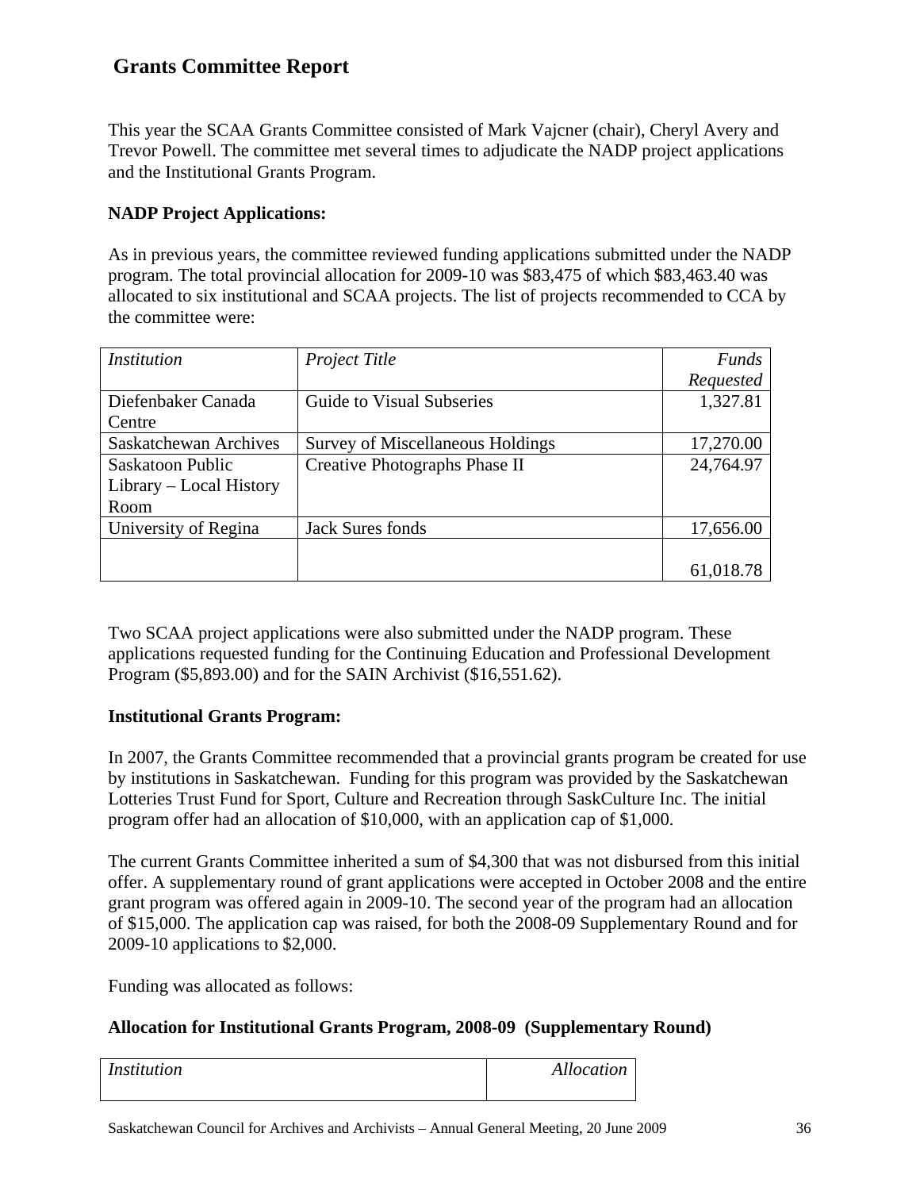## Grants Committee Report

This year the SCAA Grants Committee consisted of Mark Vajcner (chair), Cheryl Avery and Trevor Powell. The committee met several times to adjudicate the NADP project applications and the Institutional Grants Program.

**NADP Project Applications:**

As in previous years, the committee reviewed funding applications submitted under the NADP program. The total provincial allocation for 2009-10 was $83,475 of which $83,463.40 was allocated to six institutional and SCAA projects. The list of projects recommended to CCA by the committee were:

| *Institution* | *Project Title* | *Funds Requested* |
|---|---|---:|
| Diefenbaker Canada Centre | Guide to Visual Subseries | 1,327.81 |
| Saskatchewan Archives | Survey of Miscellaneous Holdings | 17,270.00 |
| Saskatoon Public Library – Local History Room | Creative Photographs Phase II | 24,764.97 |
| University of Regina | Jack Sures fonds | 17,656.00 |
| | | 61,018.78 |

Two SCAA project applications were also submitted under the NADP program. These applications requested funding for the Continuing Education and Professional Development Program ($5,893.00) and for the SAIN Archivist ($16,551.62).

**Institutional Grants Program:**

In 2007, the Grants Committee recommended that a provincial grants program be created for use by institutions in Saskatchewan. Funding for this program was provided by the Saskatchewan Lotteries Trust Fund for Sport, Culture and Recreation through SaskCulture Inc. The initial program offer had an allocation of $10,000, with an application cap of $1,000.

The current Grants Committee inherited a sum of $4,300 that was not disbursed from this initial offer. A supplementary round of grant applications were accepted in October 2008 and the entire grant program was offered again in 2009-10. The second year of the program had an allocation of $15,000. The application cap was raised, for both the 2008-09 Supplementary Round and for 2009-10 applications to $2,000.

Funding was allocated as follows:

**Allocation for Institutional Grants Program, 2008-09 (Supplementary Round)**

| *Institution* | *Allocation* |
|---|---:|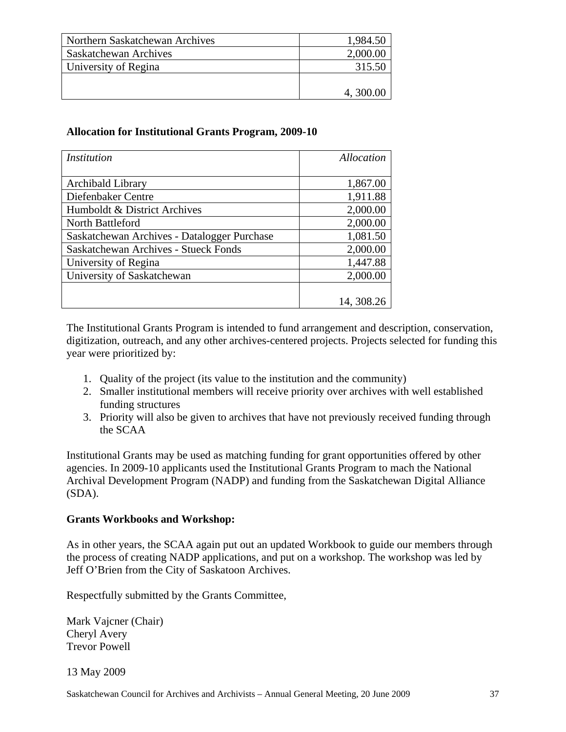| | |
|---|---|
| Northern Saskatchewan Archives | 1,984.50 |
| Saskatchewan Archives | 2,000.00 |
| University of Regina | 315.50 |
| | 4, 300.00 |

**Allocation for Institutional Grants Program, 2009-10**

| *Institution* | *Allocation* |
|---|---|
| Archibald Library | 1,867.00 |
| Diefenbaker Centre | 1,911.88 |
| Humboldt & District Archives | 2,000.00 |
| North Battleford | 2,000.00 |
| Saskatchewan Archives - Datalogger Purchase | 1,081.50 |
| Saskatchewan Archives - Stueck Fonds | 2,000.00 |
| University of Regina | 1,447.88 |
| University of Saskatchewan | 2,000.00 |
| | 14, 308.26 |

The Institutional Grants Program is intended to fund arrangement and description, conservation, digitization, outreach, and any other archives-centered projects. Projects selected for funding this year were prioritized by:

1. Quality of the project (its value to the institution and the community)
2. Smaller institutional members will receive priority over archives with well established funding structures
3. Priority will also be given to archives that have not previously received funding through the SCAA

Institutional Grants may be used as matching funding for grant opportunities offered by other agencies. In 2009-10 applicants used the Institutional Grants Program to mach the National Archival Development Program (NADP) and funding from the Saskatchewan Digital Alliance (SDA).

**Grants Workbooks and Workshop:**

As in other years, the SCAA again put out an updated Workbook to guide our members through the process of creating NADP applications, and put on a workshop. The workshop was led by Jeff O'Brien from the City of Saskatoon Archives.

Respectfully submitted by the Grants Committee,

Mark Vajcner (Chair)
Cheryl Avery
Trevor Powell

13 May 2009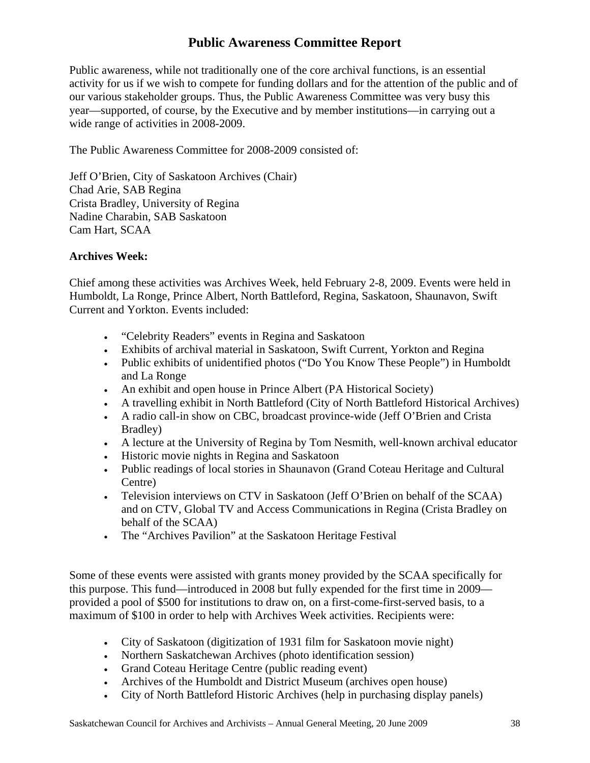# Public Awareness Committee Report

Public awareness, while not traditionally one of the core archival functions, is an essential activity for us if we wish to compete for funding dollars and for the attention of the public and of our various stakeholder groups. Thus, the Public Awareness Committee was very busy this year—supported, of course, by the Executive and by member institutions—in carrying out a wide range of activities in 2008-2009.

The Public Awareness Committee for 2008-2009 consisted of:

Jeff O'Brien, City of Saskatoon Archives (Chair)
Chad Arie, SAB Regina
Crista Bradley, University of Regina
Nadine Charabin, SAB Saskatoon
Cam Hart, SCAA

**Archives Week:**

Chief among these activities was Archives Week, held February 2-8, 2009. Events were held in Humboldt, La Ronge, Prince Albert, North Battleford, Regina, Saskatoon, Shaunavon, Swift Current and Yorkton. Events included:

- "Celebrity Readers" events in Regina and Saskatoon
- Exhibits of archival material in Saskatoon, Swift Current, Yorkton and Regina
- Public exhibits of unidentified photos ("Do You Know These People") in Humboldt and La Ronge
- An exhibit and open house in Prince Albert (PA Historical Society)
- A travelling exhibit in North Battleford (City of North Battleford Historical Archives)
- A radio call-in show on CBC, broadcast province-wide (Jeff O'Brien and Crista Bradley)
- A lecture at the University of Regina by Tom Nesmith, well-known archival educator
- Historic movie nights in Regina and Saskatoon
- Public readings of local stories in Shaunavon (Grand Coteau Heritage and Cultural Centre)
- Television interviews on CTV in Saskatoon (Jeff O'Brien on behalf of the SCAA) and on CTV, Global TV and Access Communications in Regina (Crista Bradley on behalf of the SCAA)
- The "Archives Pavilion" at the Saskatoon Heritage Festival

Some of these events were assisted with grants money provided by the SCAA specifically for this purpose. This fund—introduced in 2008 but fully expended for the first time in 2009—provided a pool of $500 for institutions to draw on, on a first-come-first-served basis, to a maximum of $100 in order to help with Archives Week activities. Recipients were:

- City of Saskatoon (digitization of 1931 film for Saskatoon movie night)
- Northern Saskatchewan Archives (photo identification session)
- Grand Coteau Heritage Centre (public reading event)
- Archives of the Humboldt and District Museum (archives open house)
- City of North Battleford Historic Archives (help in purchasing display panels)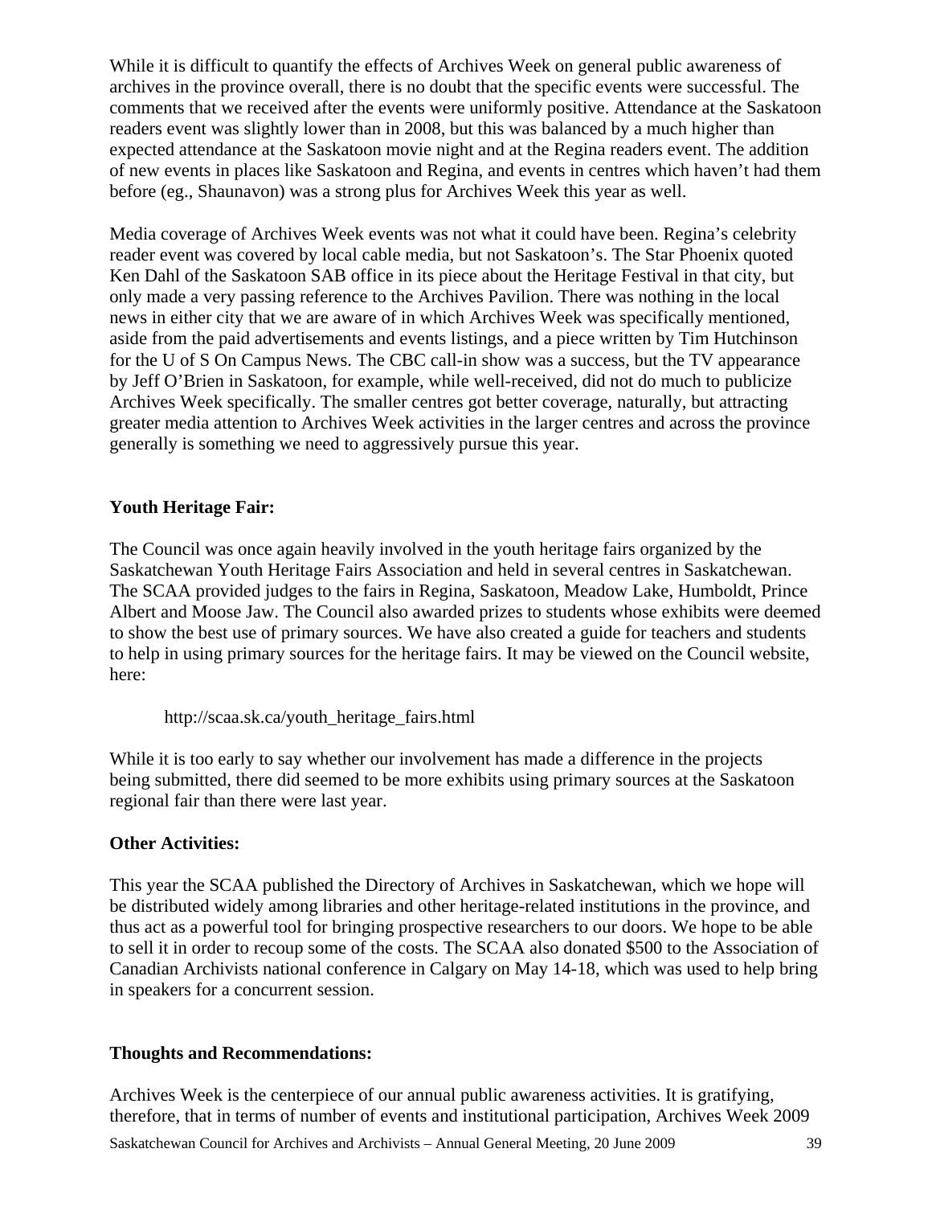While it is difficult to quantify the effects of Archives Week on general public awareness of archives in the province overall, there is no doubt that the specific events were successful. The comments that we received after the events were uniformly positive. Attendance at the Saskatoon readers event was slightly lower than in 2008, but this was balanced by a much higher than expected attendance at the Saskatoon movie night and at the Regina readers event. The addition of new events in places like Saskatoon and Regina, and events in centres which haven't had them before (eg., Shaunavon) was a strong plus for Archives Week this year as well.

Media coverage of Archives Week events was not what it could have been. Regina's celebrity reader event was covered by local cable media, but not Saskatoon's. The Star Phoenix quoted Ken Dahl of the Saskatoon SAB office in its piece about the Heritage Festival in that city, but only made a very passing reference to the Archives Pavilion. There was nothing in the local news in either city that we are aware of in which Archives Week was specifically mentioned, aside from the paid advertisements and events listings, and a piece written by Tim Hutchinson for the U of S On Campus News. The CBC call-in show was a success, but the TV appearance by Jeff O'Brien in Saskatoon, for example, while well-received, did not do much to publicize Archives Week specifically. The smaller centres got better coverage, naturally, but attracting greater media attention to Archives Week activities in the larger centres and across the province generally is something we need to aggressively pursue this year.

**Youth Heritage Fair:**

The Council was once again heavily involved in the youth heritage fairs organized by the Saskatchewan Youth Heritage Fairs Association and held in several centres in Saskatchewan. The SCAA provided judges to the fairs in Regina, Saskatoon, Meadow Lake, Humboldt, Prince Albert and Moose Jaw. The Council also awarded prizes to students whose exhibits were deemed to show the best use of primary sources. We have also created a guide for teachers and students to help in using primary sources for the heritage fairs. It may be viewed on the Council website, here:

http://scaa.sk.ca/youth_heritage_fairs.html

While it is too early to say whether our involvement has made a difference in the projects being submitted, there did seemed to be more exhibits using primary sources at the Saskatoon regional fair than there were last year.

**Other Activities:**

This year the SCAA published the Directory of Archives in Saskatchewan, which we hope will be distributed widely among libraries and other heritage-related institutions in the province, and thus act as a powerful tool for bringing prospective researchers to our doors. We hope to be able to sell it in order to recoup some of the costs. The SCAA also donated $500 to the Association of Canadian Archivists national conference in Calgary on May 14-18, which was used to help bring in speakers for a concurrent session.

**Thoughts and Recommendations:**

Archives Week is the centerpiece of our annual public awareness activities. It is gratifying, therefore, that in terms of number of events and institutional participation, Archives Week 2009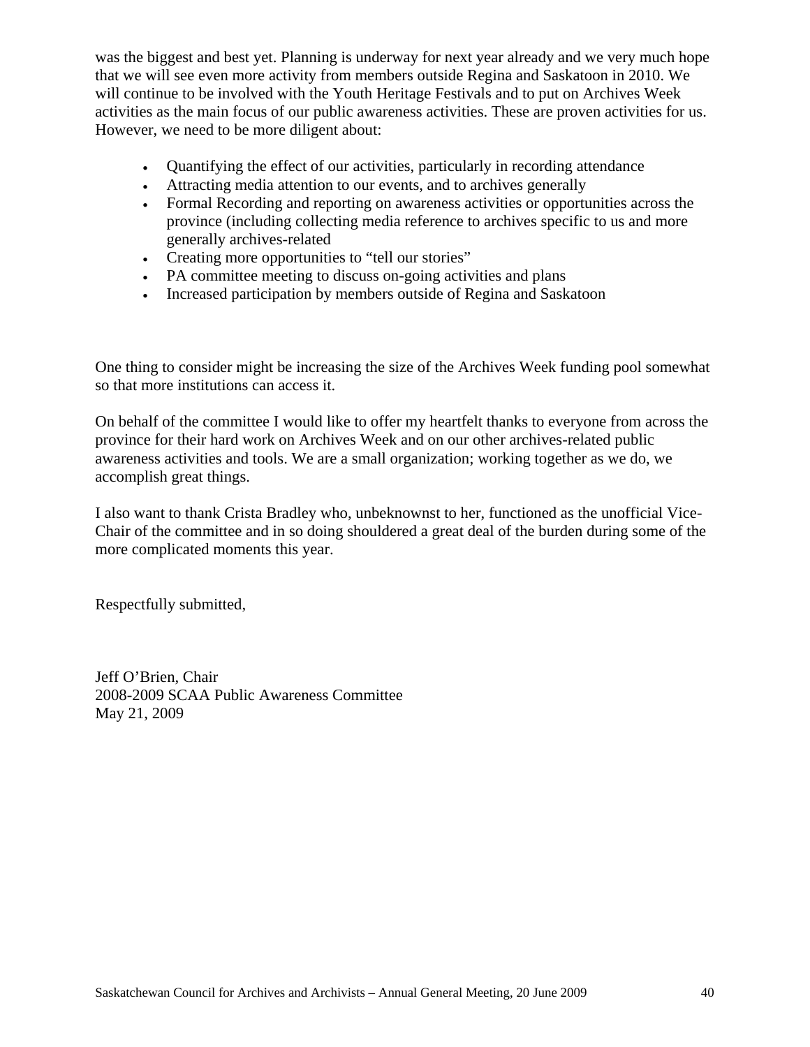was the biggest and best yet. Planning is underway for next year already and we very much hope that we will see even more activity from members outside Regina and Saskatoon in 2010. We will continue to be involved with the Youth Heritage Festivals and to put on Archives Week activities as the main focus of our public awareness activities. These are proven activities for us. However, we need to be more diligent about:

- Quantifying the effect of our activities, particularly in recording attendance
- Attracting media attention to our events, and to archives generally
- Formal Recording and reporting on awareness activities or opportunities across the province (including collecting media reference to archives specific to us and more generally archives-related
- Creating more opportunities to "tell our stories"
- PA committee meeting to discuss on-going activities and plans
- Increased participation by members outside of Regina and Saskatoon

One thing to consider might be increasing the size of the Archives Week funding pool somewhat so that more institutions can access it.

On behalf of the committee I would like to offer my heartfelt thanks to everyone from across the province for their hard work on Archives Week and on our other archives-related public awareness activities and tools. We are a small organization; working together as we do, we accomplish great things.

I also want to thank Crista Bradley who, unbeknownst to her, functioned as the unofficial Vice-Chair of the committee and in so doing shouldered a great deal of the burden during some of the more complicated moments this year.

Respectfully submitted,

Jeff O'Brien, Chair
2008-2009 SCAA Public Awareness Committee
May 21, 2009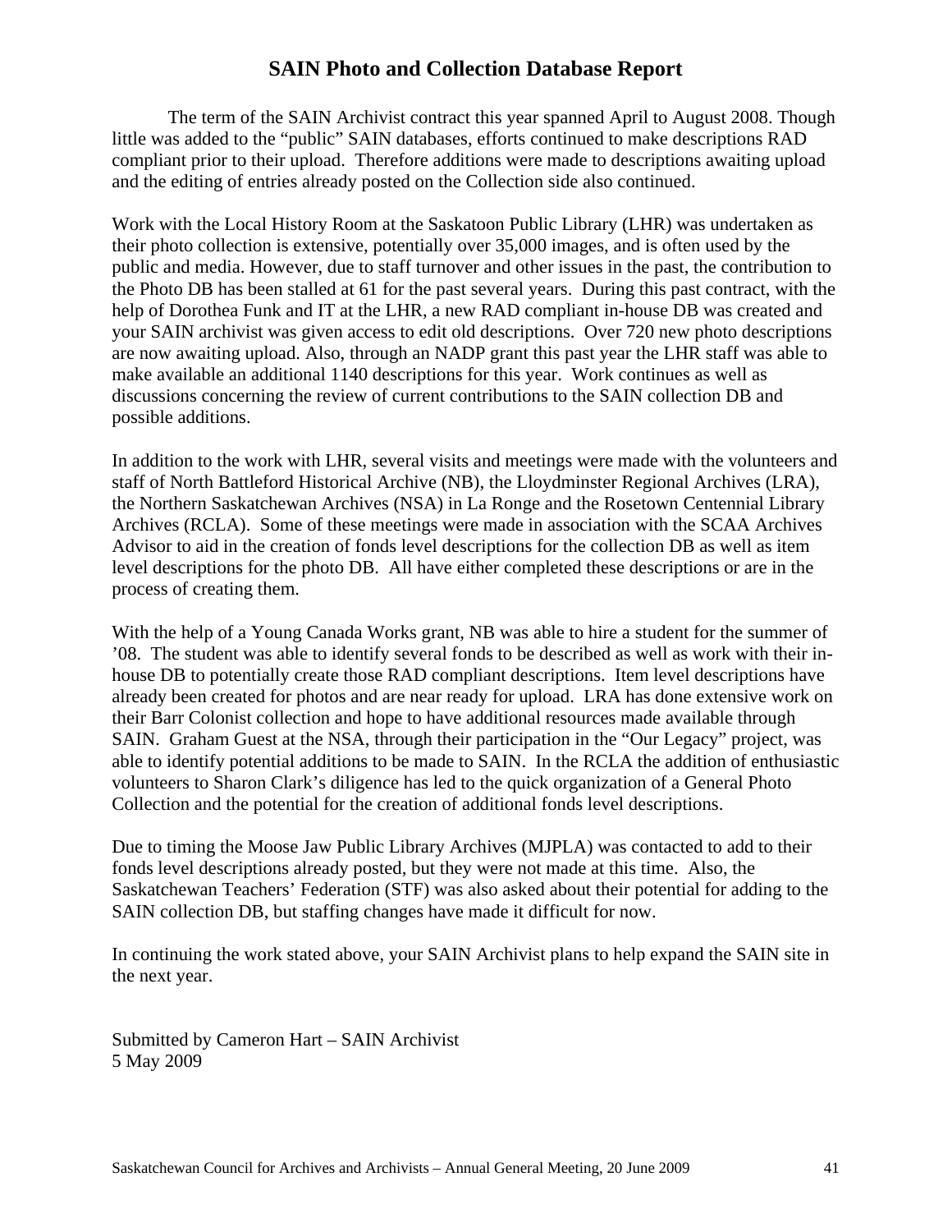# SAIN Photo and Collection Database Report

The term of the SAIN Archivist contract this year spanned April to August 2008. Though little was added to the "public" SAIN databases, efforts continued to make descriptions RAD compliant prior to their upload. Therefore additions were made to descriptions awaiting upload and the editing of entries already posted on the Collection side also continued.

Work with the Local History Room at the Saskatoon Public Library (LHR) was undertaken as their photo collection is extensive, potentially over 35,000 images, and is often used by the public and media. However, due to staff turnover and other issues in the past, the contribution to the Photo DB has been stalled at 61 for the past several years. During this past contract, with the help of Dorothea Funk and IT at the LHR, a new RAD compliant in-house DB was created and your SAIN archivist was given access to edit old descriptions. Over 720 new photo descriptions are now awaiting upload. Also, through an NADP grant this past year the LHR staff was able to make available an additional 1140 descriptions for this year. Work continues as well as discussions concerning the review of current contributions to the SAIN collection DB and possible additions.

In addition to the work with LHR, several visits and meetings were made with the volunteers and staff of North Battleford Historical Archive (NB), the Lloydminster Regional Archives (LRA), the Northern Saskatchewan Archives (NSA) in La Ronge and the Rosetown Centennial Library Archives (RCLA). Some of these meetings were made in association with the SCAA Archives Advisor to aid in the creation of fonds level descriptions for the collection DB as well as item level descriptions for the photo DB. All have either completed these descriptions or are in the process of creating them.

With the help of a Young Canada Works grant, NB was able to hire a student for the summer of '08. The student was able to identify several fonds to be described as well as work with their in-house DB to potentially create those RAD compliant descriptions. Item level descriptions have already been created for photos and are near ready for upload. LRA has done extensive work on their Barr Colonist collection and hope to have additional resources made available through SAIN. Graham Guest at the NSA, through their participation in the "Our Legacy" project, was able to identify potential additions to be made to SAIN. In the RCLA the addition of enthusiastic volunteers to Sharon Clark's diligence has led to the quick organization of a General Photo Collection and the potential for the creation of additional fonds level descriptions.

Due to timing the Moose Jaw Public Library Archives (MJPLA) was contacted to add to their fonds level descriptions already posted, but they were not made at this time. Also, the Saskatchewan Teachers' Federation (STF) was also asked about their potential for adding to the SAIN collection DB, but staffing changes have made it difficult for now.

In continuing the work stated above, your SAIN Archivist plans to help expand the SAIN site in the next year.

Submitted by Cameron Hart – SAIN Archivist
5 May 2009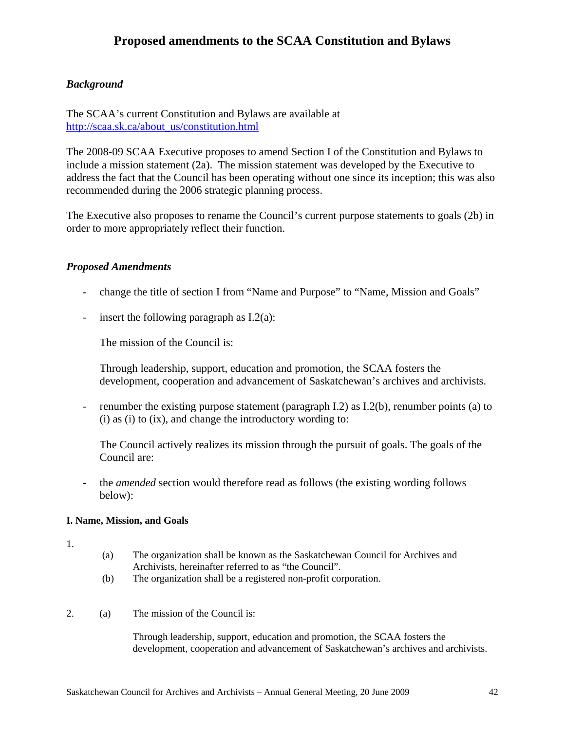# Proposed amendments to the SCAA Constitution and Bylaws

### *Background*

The SCAA's current Constitution and Bylaws are available at http://scaa.sk.ca/about_us/constitution.html

The 2008-09 SCAA Executive proposes to amend Section I of the Constitution and Bylaws to include a mission statement (2a). The mission statement was developed by the Executive to address the fact that the Council has been operating without one since its inception; this was also recommended during the 2006 strategic planning process.

The Executive also proposes to rename the Council's current purpose statements to goals (2b) in order to more appropriately reflect their function.

### *Proposed Amendments*

- change the title of section I from "Name and Purpose" to "Name, Mission and Goals"

- insert the following paragraph as I.2(a):

  The mission of the Council is:

  Through leadership, support, education and promotion, the SCAA fosters the development, cooperation and advancement of Saskatchewan's archives and archivists.

- renumber the existing purpose statement (paragraph I.2) as I.2(b), renumber points (a) to (i) as (i) to (ix), and change the introductory wording to:

  The Council actively realizes its mission through the pursuit of goals. The goals of the Council are:

- the *amended* section would therefore read as follows (the existing wording follows below):

**I. Name, Mission, and Goals**

1.
   - (a) The organization shall be known as the Saskatchewan Council for Archives and Archivists, hereinafter referred to as "the Council".
   - (b) The organization shall be a registered non-profit corporation.

2. (a) The mission of the Council is:

   Through leadership, support, education and promotion, the SCAA fosters the development, cooperation and advancement of Saskatchewan's archives and archivists.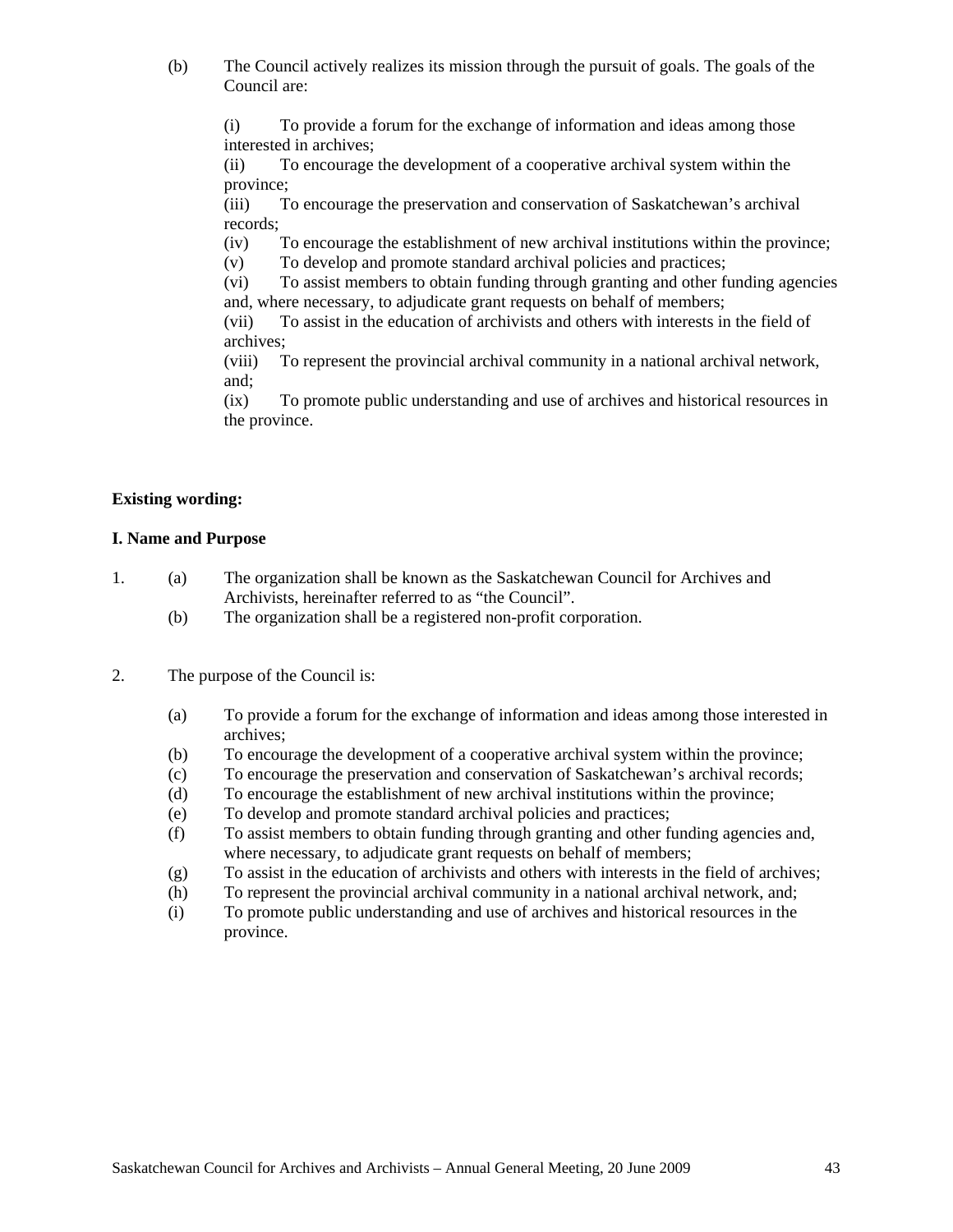(b) The Council actively realizes its mission through the pursuit of goals. The goals of the Council are:

(i) To provide a forum for the exchange of information and ideas among those interested in archives;
(ii) To encourage the development of a cooperative archival system within the province;
(iii) To encourage the preservation and conservation of Saskatchewan's archival records;
(iv) To encourage the establishment of new archival institutions within the province;
(v) To develop and promote standard archival policies and practices;
(vi) To assist members to obtain funding through granting and other funding agencies and, where necessary, to adjudicate grant requests on behalf of members;
(vii) To assist in the education of archivists and others with interests in the field of archives;
(viii) To represent the provincial archival community in a national archival network, and;
(ix) To promote public understanding and use of archives and historical resources in the province.

**Existing wording:**

**I. Name and Purpose**

1. (a) The organization shall be known as the Saskatchewan Council for Archives and Archivists, hereinafter referred to as "the Council".
   (b) The organization shall be a registered non-profit corporation.

2. The purpose of the Council is:

   (a) To provide a forum for the exchange of information and ideas among those interested in archives;
   (b) To encourage the development of a cooperative archival system within the province;
   (c) To encourage the preservation and conservation of Saskatchewan's archival records;
   (d) To encourage the establishment of new archival institutions within the province;
   (e) To develop and promote standard archival policies and practices;
   (f) To assist members to obtain funding through granting and other funding agencies and, where necessary, to adjudicate grant requests on behalf of members;
   (g) To assist in the education of archivists and others with interests in the field of archives;
   (h) To represent the provincial archival community in a national archival network, and;
   (i) To promote public understanding and use of archives and historical resources in the province.